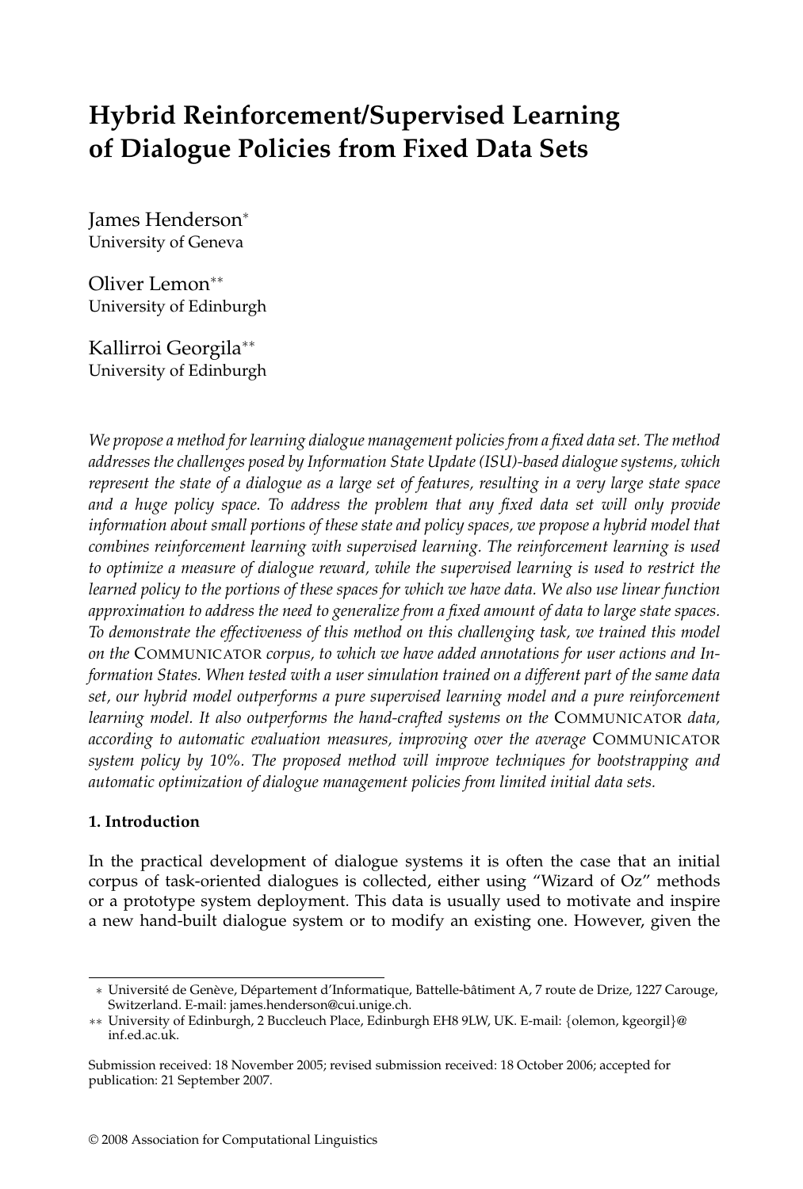# Hybrid Reinforcement/Supervised Learning of Dialogue Policies from Fixed Data Sets

James Henderson*
University of Geneva

Oliver Lemon**
University of Edinburgh

Kallirroi Georgila**
University of Edinburgh

*We propose a method for learning dialogue management policies from a fixed data set. The method addresses the challenges posed by Information State Update (ISU)-based dialogue systems, which represent the state of a dialogue as a large set of features, resulting in a very large state space and a huge policy space. To address the problem that any fixed data set will only provide information about small portions of these state and policy spaces, we propose a hybrid model that combines reinforcement learning with supervised learning. The reinforcement learning is used to optimize a measure of dialogue reward, while the supervised learning is used to restrict the learned policy to the portions of these spaces for which we have data. We also use linear function approximation to address the need to generalize from a fixed amount of data to large state spaces. To demonstrate the effectiveness of this method on this challenging task, we trained this model on the* COMMUNICATOR *corpus, to which we have added annotations for user actions and Information States. When tested with a user simulation trained on a different part of the same data set, our hybrid model outperforms a pure supervised learning model and a pure reinforcement learning model. It also outperforms the hand-crafted systems on the* COMMUNICATOR *data, according to automatic evaluation measures, improving over the average* COMMUNICATOR *system policy by 10%. The proposed method will improve techniques for bootstrapping and automatic optimization of dialogue management policies from limited initial data sets.*

## 1. Introduction

In the practical development of dialogue systems it is often the case that an initial corpus of task-oriented dialogues is collected, either using "Wizard of Oz" methods or a prototype system deployment. This data is usually used to motivate and inspire a new hand-built dialogue system or to modify an existing one. However, given the

---

\* Université de Genève, Département d'Informatique, Battelle-bâtiment A, 7 route de Drize, 1227 Carouge, Switzerland. E-mail: james.henderson@cui.unige.ch.

\*\* University of Edinburgh, 2 Buccleuch Place, Edinburgh EH8 9LW, UK. E-mail: {olemon, kgeorgil}@inf.ed.ac.uk.

Submission received: 18 November 2005; revised submission received: 18 October 2006; accepted for publication: 21 September 2007.

© 2008 Association for Computational Linguistics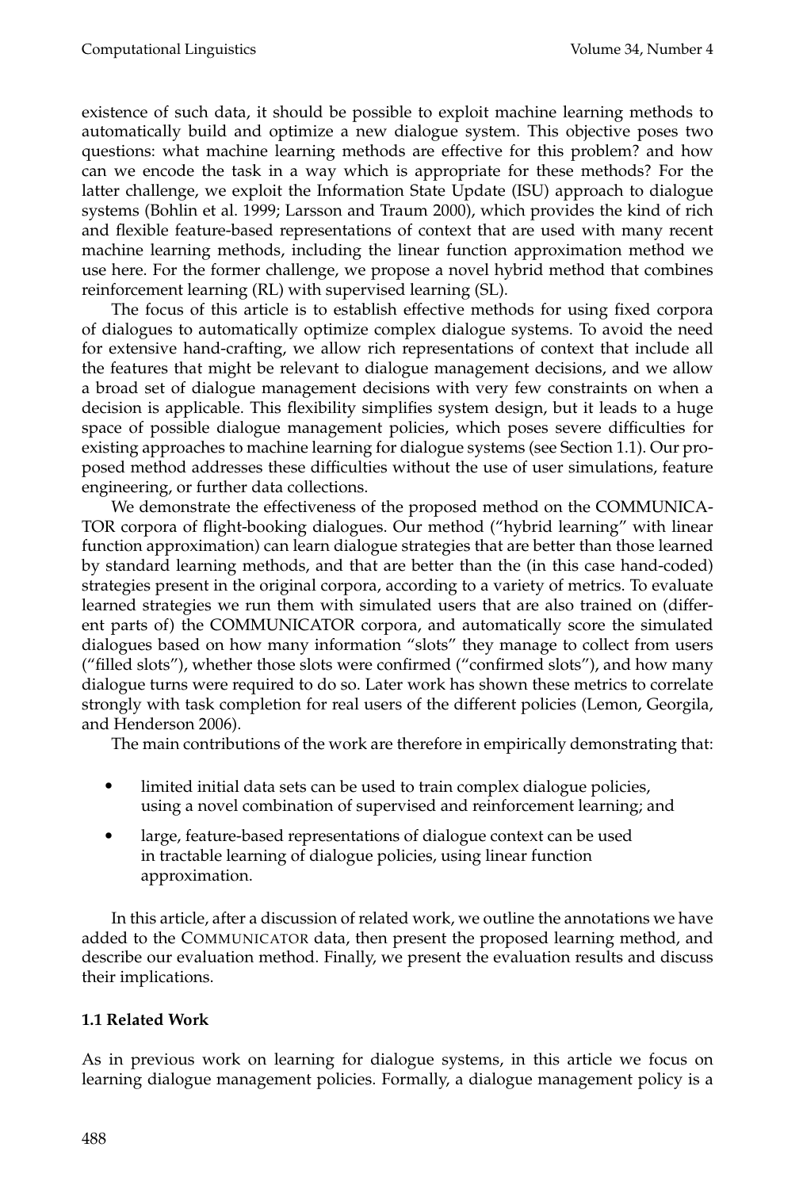existence of such data, it should be possible to exploit machine learning methods to automatically build and optimize a new dialogue system. This objective poses two questions: what machine learning methods are effective for this problem? and how can we encode the task in a way which is appropriate for these methods? For the latter challenge, we exploit the Information State Update (ISU) approach to dialogue systems (Bohlin et al. 1999; Larsson and Traum 2000), which provides the kind of rich and flexible feature-based representations of context that are used with many recent machine learning methods, including the linear function approximation method we use here. For the former challenge, we propose a novel hybrid method that combines reinforcement learning (RL) with supervised learning (SL).

The focus of this article is to establish effective methods for using fixed corpora of dialogues to automatically optimize complex dialogue systems. To avoid the need for extensive hand-crafting, we allow rich representations of context that include all the features that might be relevant to dialogue management decisions, and we allow a broad set of dialogue management decisions with very few constraints on when a decision is applicable. This flexibility simplifies system design, but it leads to a huge space of possible dialogue management policies, which poses severe difficulties for existing approaches to machine learning for dialogue systems (see Section 1.1). Our proposed method addresses these difficulties without the use of user simulations, feature engineering, or further data collections.

We demonstrate the effectiveness of the proposed method on the COMMUNICATOR corpora of flight-booking dialogues. Our method ("hybrid learning" with linear function approximation) can learn dialogue strategies that are better than those learned by standard learning methods, and that are better than the (in this case hand-coded) strategies present in the original corpora, according to a variety of metrics. To evaluate learned strategies we run them with simulated users that are also trained on (different parts of) the COMMUNICATOR corpora, and automatically score the simulated dialogues based on how many information "slots" they manage to collect from users ("filled slots"), whether those slots were confirmed ("confirmed slots"), and how many dialogue turns were required to do so. Later work has shown these metrics to correlate strongly with task completion for real users of the different policies (Lemon, Georgila, and Henderson 2006).

The main contributions of the work are therefore in empirically demonstrating that:

- limited initial data sets can be used to train complex dialogue policies, using a novel combination of supervised and reinforcement learning; and
- large, feature-based representations of dialogue context can be used in tractable learning of dialogue policies, using linear function approximation.

In this article, after a discussion of related work, we outline the annotations we have added to the COMMUNICATOR data, then present the proposed learning method, and describe our evaluation method. Finally, we present the evaluation results and discuss their implications.

### 1.1 Related Work

As in previous work on learning for dialogue systems, in this article we focus on learning dialogue management policies. Formally, a dialogue management policy is a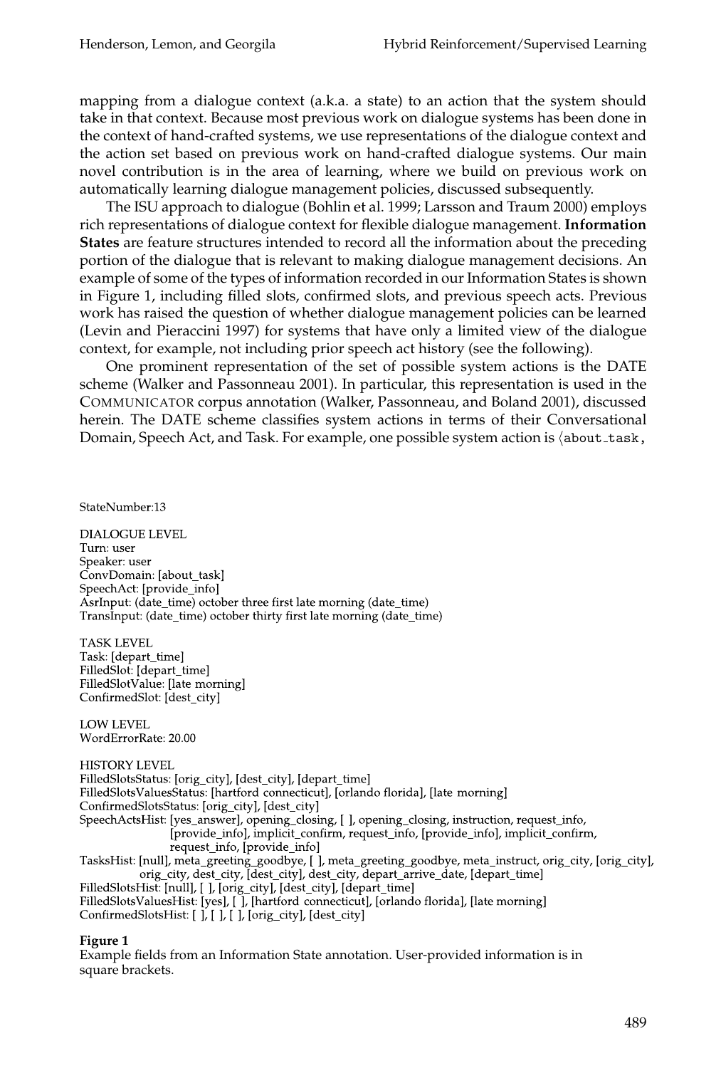mapping from a dialogue context (a.k.a. a state) to an action that the system should take in that context. Because most previous work on dialogue systems has been done in the context of hand-crafted systems, we use representations of the dialogue context and the action set based on previous work on hand-crafted dialogue systems. Our main novel contribution is in the area of learning, where we build on previous work on automatically learning dialogue management policies, discussed subsequently.

The ISU approach to dialogue (Bohlin et al. 1999; Larsson and Traum 2000) employs rich representations of dialogue context for flexible dialogue management. **Information States** are feature structures intended to record all the information about the preceding portion of the dialogue that is relevant to making dialogue management decisions. An example of some of the types of information recorded in our Information States is shown in Figure 1, including filled slots, confirmed slots, and previous speech acts. Previous work has raised the question of whether dialogue management policies can be learned (Levin and Pieraccini 1997) for systems that have only a limited view of the dialogue context, for example, not including prior speech act history (see the following).

One prominent representation of the set of possible system actions is the DATE scheme (Walker and Passonneau 2001). In particular, this representation is used in the COMMUNICATOR corpus annotation (Walker, Passonneau, and Boland 2001), discussed herein. The DATE scheme classifies system actions in terms of their Conversational Domain, Speech Act, and Task. For example, one possible system action is ⟨`about_task`,

```
StateNumber:13

DIALOGUE LEVEL
Turn: user
Speaker: user
ConvDomain: [about_task]
SpeechAct: [provide_info]
AsrInput: (date_time) october three first late morning (date_time)
TransInput: (date_time) october thirty first late morning (date_time)

TASK LEVEL
Task: [depart_time]
FilledSlot: [depart_time]
FilledSlotValue: [late morning]
ConfirmedSlot: [dest_city]

LOW LEVEL
WordErrorRate: 20.00

HISTORY LEVEL
FilledSlotsStatus: [orig_city], [dest_city], [depart_time]
FilledSlotsValuesStatus: [hartford connecticut], [orlando florida], [late morning]
ConfirmedSlotsStatus: [orig_city], [dest_city]
SpeechActsHist: [yes_answer], opening_closing, [ ], opening_closing, instruction, request_info,
                [provide_info], implicit_confirm, request_info, [provide_info], implicit_confirm,
                request_info, [provide_info]
TasksHist: [null], meta_greeting_goodbye, [ ], meta_greeting_goodbye, meta_instruct, orig_city, [orig_city],
           orig_city, dest_city, [dest_city], dest_city, depart_arrive_date, [depart_time]
FilledSlotsHist: [null], [ ], [orig_city], [dest_city], [depart_time]
FilledSlotsValuesHist: [yes], [ ], [hartford connecticut], [orlando florida], [late morning]
ConfirmedSlotsHist: [ ], [ ], [ ], [orig_city], [dest_city]
```

**Figure 1**
Example fields from an Information State annotation. User-provided information is in square brackets.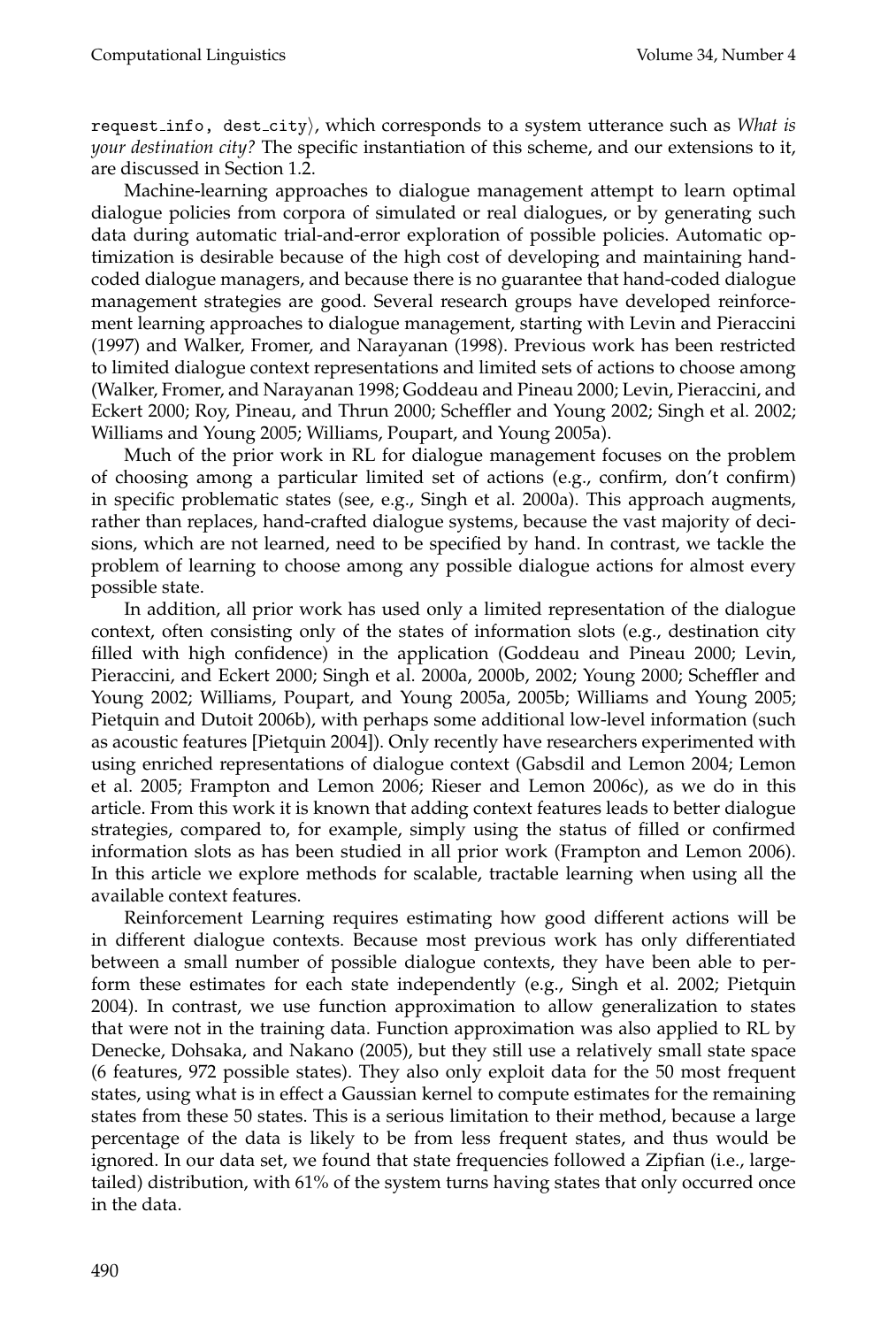request_info, dest_city⟩, which corresponds to a system utterance such as *What is your destination city?* The specific instantiation of this scheme, and our extensions to it, are discussed in Section 1.2.

Machine-learning approaches to dialogue management attempt to learn optimal dialogue policies from corpora of simulated or real dialogues, or by generating such data during automatic trial-and-error exploration of possible policies. Automatic optimization is desirable because of the high cost of developing and maintaining hand-coded dialogue managers, and because there is no guarantee that hand-coded dialogue management strategies are good. Several research groups have developed reinforcement learning approaches to dialogue management, starting with Levin and Pieraccini (1997) and Walker, Fromer, and Narayanan (1998). Previous work has been restricted to limited dialogue context representations and limited sets of actions to choose among (Walker, Fromer, and Narayanan 1998; Goddeau and Pineau 2000; Levin, Pieraccini, and Eckert 2000; Roy, Pineau, and Thrun 2000; Scheffler and Young 2002; Singh et al. 2002; Williams and Young 2005; Williams, Poupart, and Young 2005a).

Much of the prior work in RL for dialogue management focuses on the problem of choosing among a particular limited set of actions (e.g., confirm, don't confirm) in specific problematic states (see, e.g., Singh et al. 2000a). This approach augments, rather than replaces, hand-crafted dialogue systems, because the vast majority of decisions, which are not learned, need to be specified by hand. In contrast, we tackle the problem of learning to choose among any possible dialogue actions for almost every possible state.

In addition, all prior work has used only a limited representation of the dialogue context, often consisting only of the states of information slots (e.g., destination city filled with high confidence) in the application (Goddeau and Pineau 2000; Levin, Pieraccini, and Eckert 2000; Singh et al. 2000a, 2000b, 2002; Young 2000; Scheffler and Young 2002; Williams, Poupart, and Young 2005a, 2005b; Williams and Young 2005; Pietquin and Dutoit 2006b), with perhaps some additional low-level information (such as acoustic features [Pietquin 2004]). Only recently have researchers experimented with using enriched representations of dialogue context (Gabsdil and Lemon 2004; Lemon et al. 2005; Frampton and Lemon 2006; Rieser and Lemon 2006c), as we do in this article. From this work it is known that adding context features leads to better dialogue strategies, compared to, for example, simply using the status of filled or confirmed information slots as has been studied in all prior work (Frampton and Lemon 2006). In this article we explore methods for scalable, tractable learning when using all the available context features.

Reinforcement Learning requires estimating how good different actions will be in different dialogue contexts. Because most previous work has only differentiated between a small number of possible dialogue contexts, they have been able to perform these estimates for each state independently (e.g., Singh et al. 2002; Pietquin 2004). In contrast, we use function approximation to allow generalization to states that were not in the training data. Function approximation was also applied to RL by Denecke, Dohsaka, and Nakano (2005), but they still use a relatively small state space (6 features, 972 possible states). They also only exploit data for the 50 most frequent states, using what is in effect a Gaussian kernel to compute estimates for the remaining states from these 50 states. This is a serious limitation to their method, because a large percentage of the data is likely to be from less frequent states, and thus would be ignored. In our data set, we found that state frequencies followed a Zipfian (i.e., large-tailed) distribution, with 61% of the system turns having states that only occurred once in the data.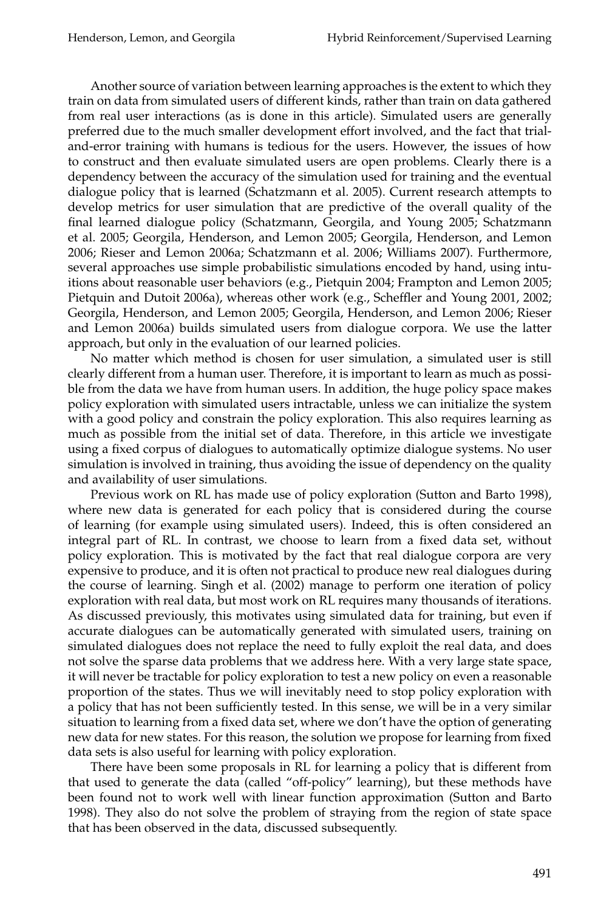Another source of variation between learning approaches is the extent to which they train on data from simulated users of different kinds, rather than train on data gathered from real user interactions (as is done in this article). Simulated users are generally preferred due to the much smaller development effort involved, and the fact that trial-and-error training with humans is tedious for the users. However, the issues of how to construct and then evaluate simulated users are open problems. Clearly there is a dependency between the accuracy of the simulation used for training and the eventual dialogue policy that is learned (Schatzmann et al. 2005). Current research attempts to develop metrics for user simulation that are predictive of the overall quality of the final learned dialogue policy (Schatzmann, Georgila, and Young 2005; Schatzmann et al. 2005; Georgila, Henderson, and Lemon 2005; Georgila, Henderson, and Lemon 2006; Rieser and Lemon 2006a; Schatzmann et al. 2006; Williams 2007). Furthermore, several approaches use simple probabilistic simulations encoded by hand, using intuitions about reasonable user behaviors (e.g., Pietquin 2004; Frampton and Lemon 2005; Pietquin and Dutoit 2006a), whereas other work (e.g., Scheffler and Young 2001, 2002; Georgila, Henderson, and Lemon 2005; Georgila, Henderson, and Lemon 2006; Rieser and Lemon 2006a) builds simulated users from dialogue corpora. We use the latter approach, but only in the evaluation of our learned policies.

No matter which method is chosen for user simulation, a simulated user is still clearly different from a human user. Therefore, it is important to learn as much as possible from the data we have from human users. In addition, the huge policy space makes policy exploration with simulated users intractable, unless we can initialize the system with a good policy and constrain the policy exploration. This also requires learning as much as possible from the initial set of data. Therefore, in this article we investigate using a fixed corpus of dialogues to automatically optimize dialogue systems. No user simulation is involved in training, thus avoiding the issue of dependency on the quality and availability of user simulations.

Previous work on RL has made use of policy exploration (Sutton and Barto 1998), where new data is generated for each policy that is considered during the course of learning (for example using simulated users). Indeed, this is often considered an integral part of RL. In contrast, we choose to learn from a fixed data set, without policy exploration. This is motivated by the fact that real dialogue corpora are very expensive to produce, and it is often not practical to produce new real dialogues during the course of learning. Singh et al. (2002) manage to perform one iteration of policy exploration with real data, but most work on RL requires many thousands of iterations. As discussed previously, this motivates using simulated data for training, but even if accurate dialogues can be automatically generated with simulated users, training on simulated dialogues does not replace the need to fully exploit the real data, and does not solve the sparse data problems that we address here. With a very large state space, it will never be tractable for policy exploration to test a new policy on even a reasonable proportion of the states. Thus we will inevitably need to stop policy exploration with a policy that has not been sufficiently tested. In this sense, we will be in a very similar situation to learning from a fixed data set, where we don't have the option of generating new data for new states. For this reason, the solution we propose for learning from fixed data sets is also useful for learning with policy exploration.

There have been some proposals in RL for learning a policy that is different from that used to generate the data (called "off-policy" learning), but these methods have been found not to work well with linear function approximation (Sutton and Barto 1998). They also do not solve the problem of straying from the region of state space that has been observed in the data, discussed subsequently.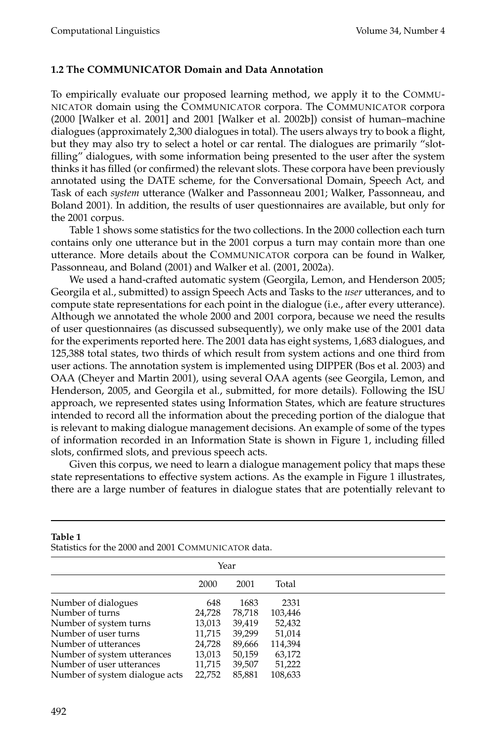### 1.2 The COMMUNICATOR Domain and Data Annotation

To empirically evaluate our proposed learning method, we apply it to the COMMUNICATOR domain using the COMMUNICATOR corpora. The COMMUNICATOR corpora (2000 [Walker et al. 2001] and 2001 [Walker et al. 2002b]) consist of human–machine dialogues (approximately 2,300 dialogues in total). The users always try to book a flight, but they may also try to select a hotel or car rental. The dialogues are primarily "slot-filling" dialogues, with some information being presented to the user after the system thinks it has filled (or confirmed) the relevant slots. These corpora have been previously annotated using the DATE scheme, for the Conversational Domain, Speech Act, and Task of each *system* utterance (Walker and Passonneau 2001; Walker, Passonneau, and Boland 2001). In addition, the results of user questionnaires are available, but only for the 2001 corpus.

Table 1 shows some statistics for the two collections. In the 2000 collection each turn contains only one utterance but in the 2001 corpus a turn may contain more than one utterance. More details about the COMMUNICATOR corpora can be found in Walker, Passonneau, and Boland (2001) and Walker et al. (2001, 2002a).

We used a hand-crafted automatic system (Georgila, Lemon, and Henderson 2005; Georgila et al., submitted) to assign Speech Acts and Tasks to the *user* utterances, and to compute state representations for each point in the dialogue (i.e., after every utterance). Although we annotated the whole 2000 and 2001 corpora, because we need the results of user questionnaires (as discussed subsequently), we only make use of the 2001 data for the experiments reported here. The 2001 data has eight systems, 1,683 dialogues, and 125,388 total states, two thirds of which result from system actions and one third from user actions. The annotation system is implemented using DIPPER (Bos et al. 2003) and OAA (Cheyer and Martin 2001), using several OAA agents (see Georgila, Lemon, and Henderson, 2005, and Georgila et al., submitted, for more details). Following the ISU approach, we represented states using Information States, which are feature structures intended to record all the information about the preceding portion of the dialogue that is relevant to making dialogue management decisions. An example of some of the types of information recorded in an Information State is shown in Figure 1, including filled slots, confirmed slots, and previous speech acts.

Given this corpus, we need to learn a dialogue management policy that maps these state representations to effective system actions. As the example in Figure 1 illustrates, there are a large number of features in dialogue states that are potentially relevant to

**Table 1**
Statistics for the 2000 and 2001 COMMUNICATOR data.

| | Year | | |
|---|---|---|---|
| | 2000 | 2001 | Total |
| Number of dialogues | 648 | 1683 | 2331 |
| Number of turns | 24,728 | 78,718 | 103,446 |
| Number of system turns | 13,013 | 39,419 | 52,432 |
| Number of user turns | 11,715 | 39,299 | 51,014 |
| Number of utterances | 24,728 | 89,666 | 114,394 |
| Number of system utterances | 13,013 | 50,159 | 63,172 |
| Number of user utterances | 11,715 | 39,507 | 51,222 |
| Number of system dialogue acts | 22,752 | 85,881 | 108,633 |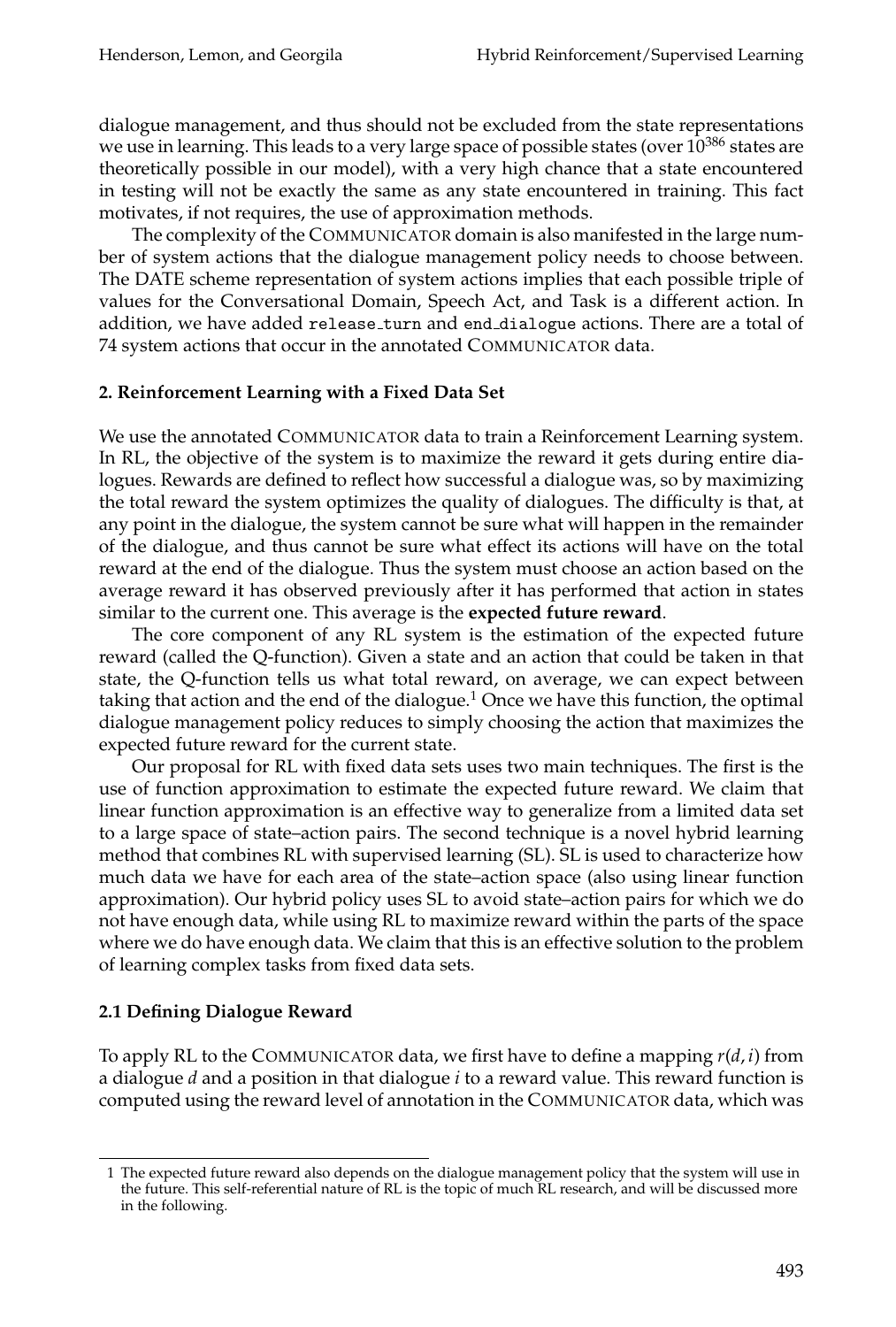dialogue management, and thus should not be excluded from the state representations we use in learning. This leads to a very large space of possible states (over $10^{386}$ states are theoretically possible in our model), with a very high chance that a state encountered in testing will not be exactly the same as any state encountered in training. This fact motivates, if not requires, the use of approximation methods.

The complexity of the COMMUNICATOR domain is also manifested in the large number of system actions that the dialogue management policy needs to choose between. The DATE scheme representation of system actions implies that each possible triple of values for the Conversational Domain, Speech Act, and Task is a different action. In addition, we have added `release_turn` and `end_dialogue` actions. There are a total of 74 system actions that occur in the annotated COMMUNICATOR data.

## 2. Reinforcement Learning with a Fixed Data Set

We use the annotated COMMUNICATOR data to train a Reinforcement Learning system. In RL, the objective of the system is to maximize the reward it gets during entire dialogues. Rewards are defined to reflect how successful a dialogue was, so by maximizing the total reward the system optimizes the quality of dialogues. The difficulty is that, at any point in the dialogue, the system cannot be sure what will happen in the remainder of the dialogue, and thus cannot be sure what effect its actions will have on the total reward at the end of the dialogue. Thus the system must choose an action based on the average reward it has observed previously after it has performed that action in states similar to the current one. This average is the **expected future reward**.

The core component of any RL system is the estimation of the expected future reward (called the Q-function). Given a state and an action that could be taken in that state, the Q-function tells us what total reward, on average, we can expect between taking that action and the end of the dialogue.[1] Once we have this function, the optimal dialogue management policy reduces to simply choosing the action that maximizes the expected future reward for the current state.

Our proposal for RL with fixed data sets uses two main techniques. The first is the use of function approximation to estimate the expected future reward. We claim that linear function approximation is an effective way to generalize from a limited data set to a large space of state–action pairs. The second technique is a novel hybrid learning method that combines RL with supervised learning (SL). SL is used to characterize how much data we have for each area of the state–action space (also using linear function approximation). Our hybrid policy uses SL to avoid state–action pairs for which we do not have enough data, while using RL to maximize reward within the parts of the space where we do have enough data. We claim that this is an effective solution to the problem of learning complex tasks from fixed data sets.

### 2.1 Defining Dialogue Reward

To apply RL to the COMMUNICATOR data, we first have to define a mapping $r(d, i)$ from a dialogue $d$ and a position in that dialogue $i$ to a reward value. This reward function is computed using the reward level of annotation in the COMMUNICATOR data, which was

---

1 The expected future reward also depends on the dialogue management policy that the system will use in the future. This self-referential nature of RL is the topic of much RL research, and will be discussed more in the following.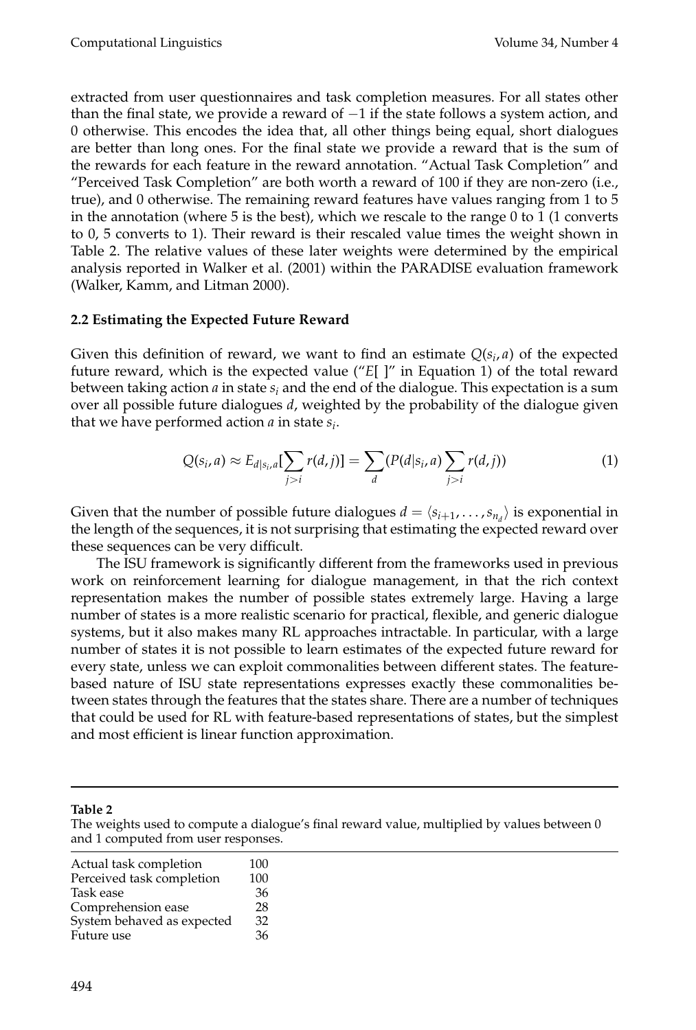extracted from user questionnaires and task completion measures. For all states other than the final state, we provide a reward of −1 if the state follows a system action, and 0 otherwise. This encodes the idea that, all other things being equal, short dialogues are better than long ones. For the final state we provide a reward that is the sum of the rewards for each feature in the reward annotation. "Actual Task Completion" and "Perceived Task Completion" are both worth a reward of 100 if they are non-zero (i.e., true), and 0 otherwise. The remaining reward features have values ranging from 1 to 5 in the annotation (where 5 is the best), which we rescale to the range 0 to 1 (1 converts to 0, 5 converts to 1). Their reward is their rescaled value times the weight shown in Table 2. The relative values of these later weights were determined by the empirical analysis reported in Walker et al. (2001) within the PARADISE evaluation framework (Walker, Kamm, and Litman 2000).

### 2.2 Estimating the Expected Future Reward

Given this definition of reward, we want to find an estimate $Q(s_i, a)$ of the expected future reward, which is the expected value ("$E[\ ]$" in Equation 1) of the total reward between taking action $a$ in state $s_i$ and the end of the dialogue. This expectation is a sum over all possible future dialogues $d$, weighted by the probability of the dialogue given that we have performed action $a$ in state $s_i$.

$$Q(s_i, a) \approx E_{d|s_i,a}[\sum_{j>i} r(d,j)] = \sum_{d} (P(d|s_i,a) \sum_{j>i} r(d,j)) \tag{1}$$

Given that the number of possible future dialogues $d = \langle s_{i+1}, \ldots, s_{n_d} \rangle$ is exponential in the length of the sequences, it is not surprising that estimating the expected reward over these sequences can be very difficult.

The ISU framework is significantly different from the frameworks used in previous work on reinforcement learning for dialogue management, in that the rich context representation makes the number of possible states extremely large. Having a large number of states is a more realistic scenario for practical, flexible, and generic dialogue systems, but it also makes many RL approaches intractable. In particular, with a large number of states it is not possible to learn estimates of the expected future reward for every state, unless we can exploit commonalities between different states. The feature-based nature of ISU state representations expresses exactly these commonalities between states through the features that the states share. There are a number of techniques that could be used for RL with feature-based representations of states, but the simplest and most efficient is linear function approximation.

**Table 2**
The weights used to compute a dialogue's final reward value, multiplied by values between 0 and 1 computed from user responses.

| | |
|---|---|
| Actual task completion | 100 |
| Perceived task completion | 100 |
| Task ease | 36 |
| Comprehension ease | 28 |
| System behaved as expected | 32 |
| Future use | 36 |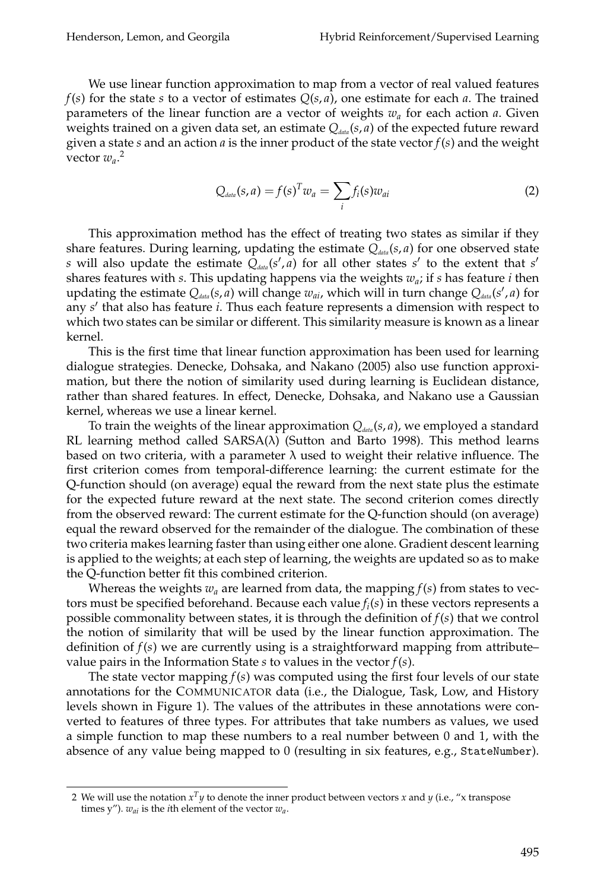We use linear function approximation to map from a vector of real valued features $f(s)$ for the state $s$ to a vector of estimates $Q(s, a)$, one estimate for each $a$. The trained parameters of the linear function are a vector of weights $w_a$ for each action $a$. Given weights trained on a given data set, an estimate $Q_{data}(s, a)$ of the expected future reward given a state $s$ and an action $a$ is the inner product of the state vector $f(s)$ and the weight vector $w_a$.[2]

$$Q_{data}(s, a) = f(s)^T w_a = \sum_i f_i(s) w_{ai} \tag{2}$$

This approximation method has the effect of treating two states as similar if they share features. During learning, updating the estimate $Q_{data}(s, a)$ for one observed state $s$ will also update the estimate $Q_{data}(s', a)$ for all other states $s'$ to the extent that $s'$ shares features with $s$. This updating happens via the weights $w_a$; if $s$ has feature $i$ then updating the estimate $Q_{data}(s, a)$ will change $w_{ai}$, which will in turn change $Q_{data}(s', a)$ for any $s'$ that also has feature $i$. Thus each feature represents a dimension with respect to which two states can be similar or different. This similarity measure is known as a linear kernel.

This is the first time that linear function approximation has been used for learning dialogue strategies. Denecke, Dohsaka, and Nakano (2005) also use function approximation, but there the notion of similarity used during learning is Euclidean distance, rather than shared features. In effect, Denecke, Dohsaka, and Nakano use a Gaussian kernel, whereas we use a linear kernel.

To train the weights of the linear approximation $Q_{data}(s, a)$, we employed a standard RL learning method called SARSA($\lambda$) (Sutton and Barto 1998). This method learns based on two criteria, with a parameter $\lambda$ used to weight their relative influence. The first criterion comes from temporal-difference learning: the current estimate for the Q-function should (on average) equal the reward from the next state plus the estimate for the expected future reward at the next state. The second criterion comes directly from the observed reward: The current estimate for the Q-function should (on average) equal the reward observed for the remainder of the dialogue. The combination of these two criteria makes learning faster than using either one alone. Gradient descent learning is applied to the weights; at each step of learning, the weights are updated so as to make the Q-function better fit this combined criterion.

Whereas the weights $w_a$ are learned from data, the mapping $f(s)$ from states to vectors must be specified beforehand. Because each value $f_i(s)$ in these vectors represents a possible commonality between states, it is through the definition of $f(s)$ that we control the notion of similarity that will be used by the linear function approximation. The definition of $f(s)$ we are currently using is a straightforward mapping from attribute–value pairs in the Information State $s$ to values in the vector $f(s)$.

The state vector mapping $f(s)$ was computed using the first four levels of our state annotations for the COMMUNICATOR data (i.e., the Dialogue, Task, Low, and History levels shown in Figure 1). The values of the attributes in these annotations were converted to features of three types. For attributes that take numbers as values, we used a simple function to map these numbers to a real number between 0 and 1, with the absence of any value being mapped to 0 (resulting in six features, e.g., `StateNumber`).

---

[2] We will use the notation $x^T y$ to denote the inner product between vectors $x$ and $y$ (i.e., "x transpose times y"). $w_{ai}$ is the $i$th element of the vector $w_a$.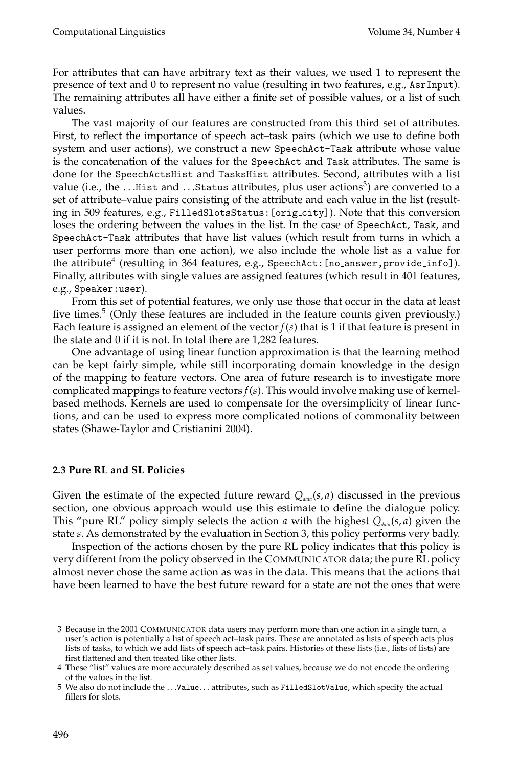For attributes that can have arbitrary text as their values, we used 1 to represent the presence of text and 0 to represent no value (resulting in two features, e.g., AsrInput). The remaining attributes all have either a finite set of possible values, or a list of such values.

The vast majority of our features are constructed from this third set of attributes. First, to reflect the importance of speech act–task pairs (which we use to define both system and user actions), we construct a new SpeechAct-Task attribute whose value is the concatenation of the values for the SpeechAct and Task attributes. The same is done for the SpeechActsHist and TasksHist attributes. Second, attributes with a list value (i.e., the ...Hist and ...Status attributes, plus user actions[3]) are converted to a set of attribute–value pairs consisting of the attribute and each value in the list (resulting in 509 features, e.g., FilledSlotsStatus:[orig_city]). Note that this conversion loses the ordering between the values in the list. In the case of SpeechAct, Task, and SpeechAct-Task attributes that have list values (which result from turns in which a user performs more than one action), we also include the whole list as a value for the attribute[4] (resulting in 364 features, e.g., SpeechAct:[no_answer,provide_info]). Finally, attributes with single values are assigned features (which result in 401 features, e.g., Speaker:user).

From this set of potential features, we only use those that occur in the data at least five times.[5] (Only these features are included in the feature counts given previously.) Each feature is assigned an element of the vector $f(s)$ that is 1 if that feature is present in the state and 0 if it is not. In total there are 1,282 features.

One advantage of using linear function approximation is that the learning method can be kept fairly simple, while still incorporating domain knowledge in the design of the mapping to feature vectors. One area of future research is to investigate more complicated mappings to feature vectors $f(s)$. This would involve making use of kernel-based methods. Kernels are used to compensate for the oversimplicity of linear functions, and can be used to express more complicated notions of commonality between states (Shawe-Taylor and Cristianini 2004).

## 2.3 Pure RL and SL Policies

Given the estimate of the expected future reward $Q_{data}(s, a)$ discussed in the previous section, one obvious approach would use this estimate to define the dialogue policy. This "pure RL" policy simply selects the action $a$ with the highest $Q_{data}(s, a)$ given the state $s$. As demonstrated by the evaluation in Section 3, this policy performs very badly.

Inspection of the actions chosen by the pure RL policy indicates that this policy is very different from the policy observed in the COMMUNICATOR data; the pure RL policy almost never chose the same action as was in the data. This means that the actions that have been learned to have the best future reward for a state are not the ones that were

---

3 Because in the 2001 COMMUNICATOR data users may perform more than one action in a single turn, a user's action is potentially a list of speech act–task pairs. These are annotated as lists of speech acts plus lists of tasks, to which we add lists of speech act–task pairs. Histories of these lists (i.e., lists of lists) are first flattened and then treated like other lists.

4 These "list" values are more accurately described as set values, because we do not encode the ordering of the values in the list.

5 We also do not include the ...Value... attributes, such as FilledSlotValue, which specify the actual fillers for slots.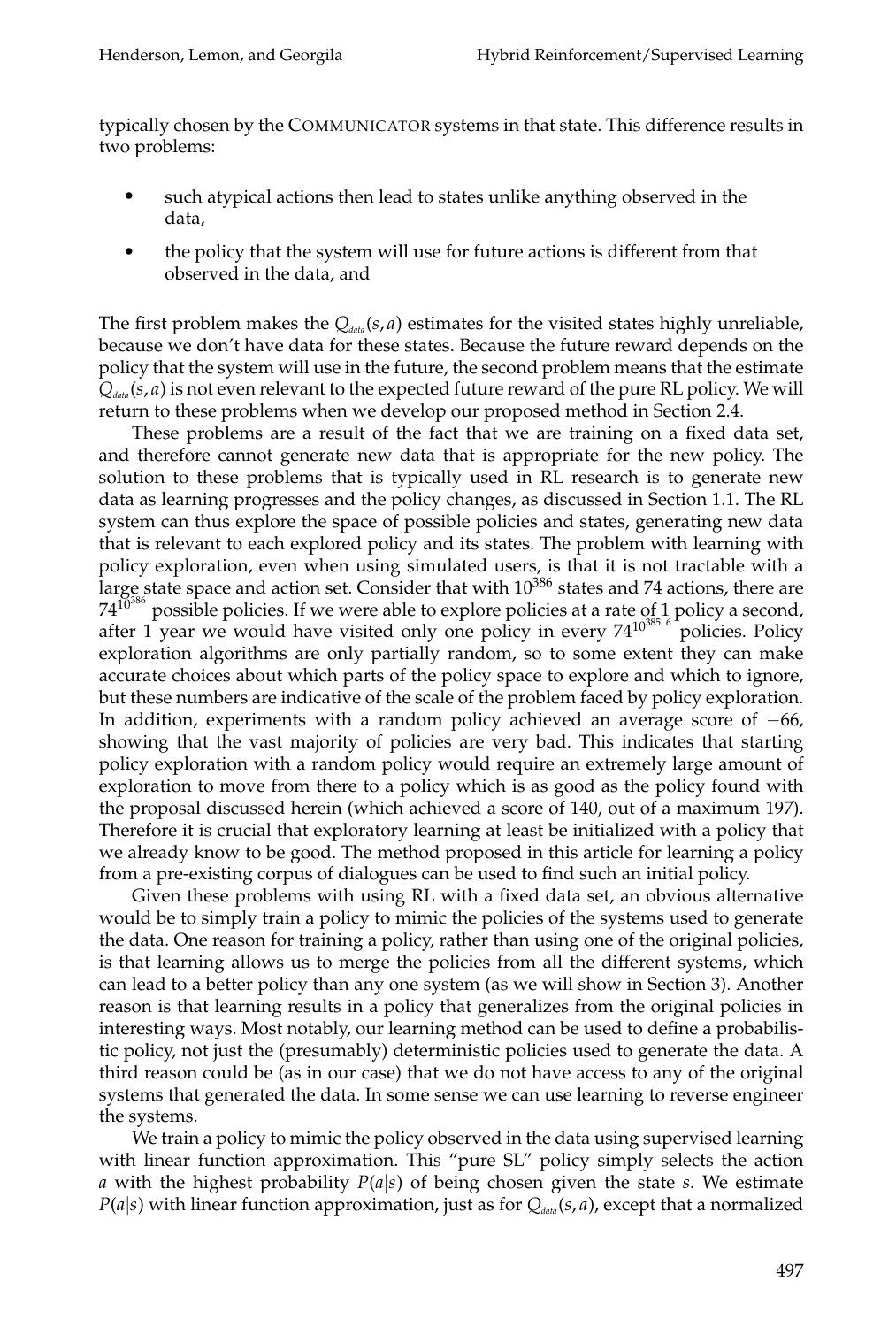typically chosen by the COMMUNICATOR systems in that state. This difference results in two problems:

- such atypical actions then lead to states unlike anything observed in the data,
- the policy that the system will use for future actions is different from that observed in the data, and

The first problem makes the $Q_{data}(s, a)$ estimates for the visited states highly unreliable, because we don't have data for these states. Because the future reward depends on the policy that the system will use in the future, the second problem means that the estimate $Q_{data}(s, a)$ is not even relevant to the expected future reward of the pure RL policy. We will return to these problems when we develop our proposed method in Section 2.4.

These problems are a result of the fact that we are training on a fixed data set, and therefore cannot generate new data that is appropriate for the new policy. The solution to these problems that is typically used in RL research is to generate new data as learning progresses and the policy changes, as discussed in Section 1.1. The RL system can thus explore the space of possible policies and states, generating new data that is relevant to each explored policy and its states. The problem with learning with policy exploration, even when using simulated users, is that it is not tractable with a large state space and action set. Consider that with $10^{386}$ states and 74 actions, there are $74^{10^{386}}$ possible policies. If we were able to explore policies at a rate of 1 policy a second, after 1 year we would have visited only one policy in every $74^{10^{385.6}}$ policies. Policy exploration algorithms are only partially random, so to some extent they can make accurate choices about which parts of the policy space to explore and which to ignore, but these numbers are indicative of the scale of the problem faced by policy exploration. In addition, experiments with a random policy achieved an average score of $-66$, showing that the vast majority of policies are very bad. This indicates that starting policy exploration with a random policy would require an extremely large amount of exploration to move from there to a policy which is as good as the policy found with the proposal discussed herein (which achieved a score of 140, out of a maximum 197). Therefore it is crucial that exploratory learning at least be initialized with a policy that we already know to be good. The method proposed in this article for learning a policy from a pre-existing corpus of dialogues can be used to find such an initial policy.

Given these problems with using RL with a fixed data set, an obvious alternative would be to simply train a policy to mimic the policies of the systems used to generate the data. One reason for training a policy, rather than using one of the original policies, is that learning allows us to merge the policies from all the different systems, which can lead to a better policy than any one system (as we will show in Section 3). Another reason is that learning results in a policy that generalizes from the original policies in interesting ways. Most notably, our learning method can be used to define a probabilistic policy, not just the (presumably) deterministic policies used to generate the data. A third reason could be (as in our case) that we do not have access to any of the original systems that generated the data. In some sense we can use learning to reverse engineer the systems.

We train a policy to mimic the policy observed in the data using supervised learning with linear function approximation. This "pure SL" policy simply selects the action $a$ with the highest probability $P(a|s)$ of being chosen given the state $s$. We estimate $P(a|s)$ with linear function approximation, just as for $Q_{data}(s, a)$, except that a normalized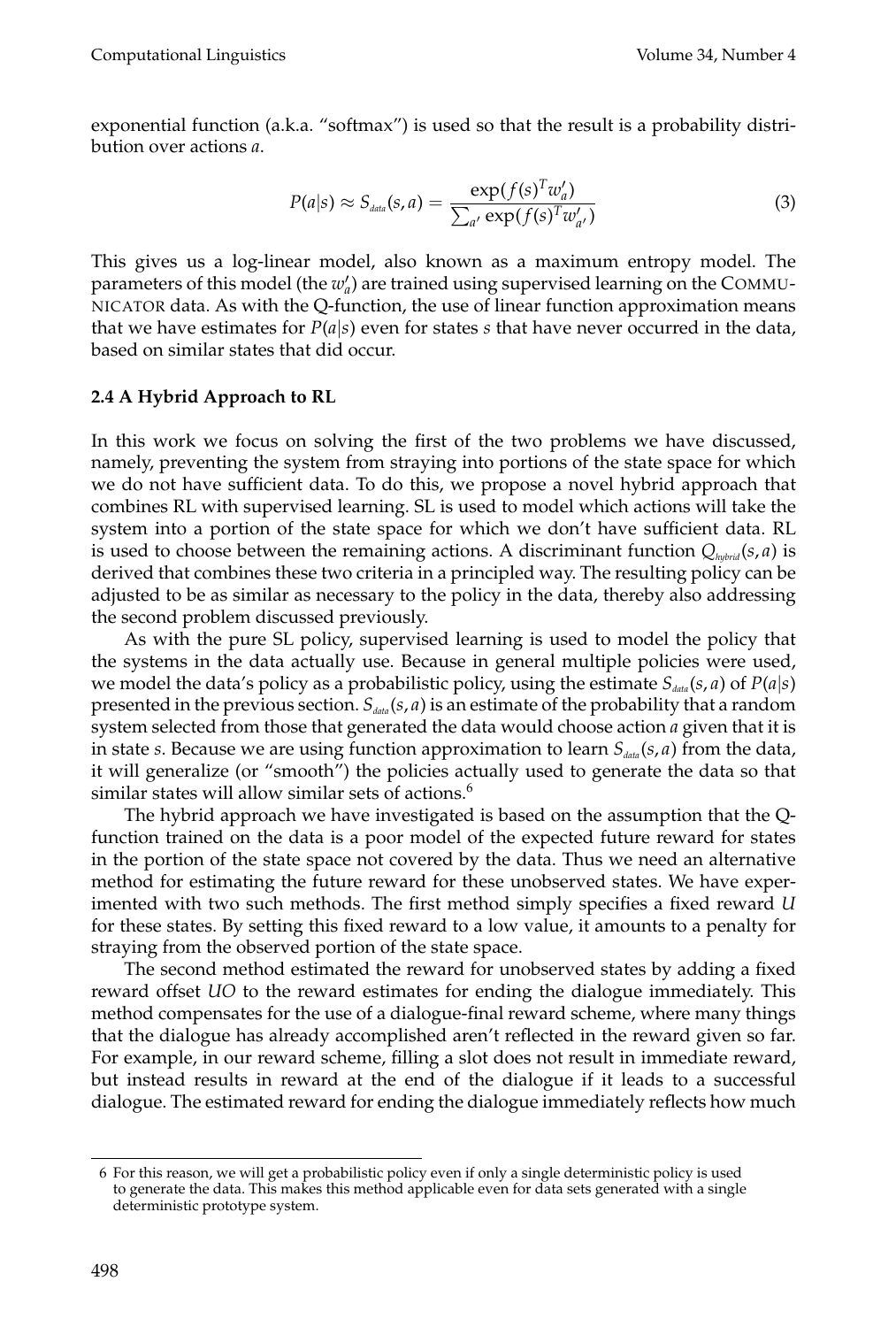exponential function (a.k.a. "softmax") is used so that the result is a probability distribution over actions $a$.

$$P(a|s) \approx S_{data}(s,a) = \frac{\exp(f(s)^T w'_a)}{\sum_{a'} \exp(f(s)^T w'_{a'})} \tag{3}$$

This gives us a log-linear model, also known as a maximum entropy model. The parameters of this model (the $w'_a$) are trained using supervised learning on the COMMUNICATOR data. As with the Q-function, the use of linear function approximation means that we have estimates for $P(a|s)$ even for states $s$ that have never occurred in the data, based on similar states that did occur.

### 2.4 A Hybrid Approach to RL

In this work we focus on solving the first of the two problems we have discussed, namely, preventing the system from straying into portions of the state space for which we do not have sufficient data. To do this, we propose a novel hybrid approach that combines RL with supervised learning. SL is used to model which actions will take the system into a portion of the state space for which we don't have sufficient data. RL is used to choose between the remaining actions. A discriminant function $Q_{hybrid}(s,a)$ is derived that combines these two criteria in a principled way. The resulting policy can be adjusted to be as similar as necessary to the policy in the data, thereby also addressing the second problem discussed previously.

As with the pure SL policy, supervised learning is used to model the policy that the systems in the data actually use. Because in general multiple policies were used, we model the data's policy as a probabilistic policy, using the estimate $S_{data}(s,a)$ of $P(a|s)$ presented in the previous section. $S_{data}(s,a)$ is an estimate of the probability that a random system selected from those that generated the data would choose action $a$ given that it is in state $s$. Because we are using function approximation to learn $S_{data}(s,a)$ from the data, it will generalize (or "smooth") the policies actually used to generate the data so that similar states will allow similar sets of actions.[6]

The hybrid approach we have investigated is based on the assumption that the Q-function trained on the data is a poor model of the expected future reward for states in the portion of the state space not covered by the data. Thus we need an alternative method for estimating the future reward for these unobserved states. We have experimented with two such methods. The first method simply specifies a fixed reward $U$ for these states. By setting this fixed reward to a low value, it amounts to a penalty for straying from the observed portion of the state space.

The second method estimated the reward for unobserved states by adding a fixed reward offset $UO$ to the reward estimates for ending the dialogue immediately. This method compensates for the use of a dialogue-final reward scheme, where many things that the dialogue has already accomplished aren't reflected in the reward given so far. For example, in our reward scheme, filling a slot does not result in immediate reward, but instead results in reward at the end of the dialogue if it leads to a successful dialogue. The estimated reward for ending the dialogue immediately reflects how much

6 For this reason, we will get a probabilistic policy even if only a single deterministic policy is used to generate the data. This makes this method applicable even for data sets generated with a single deterministic prototype system.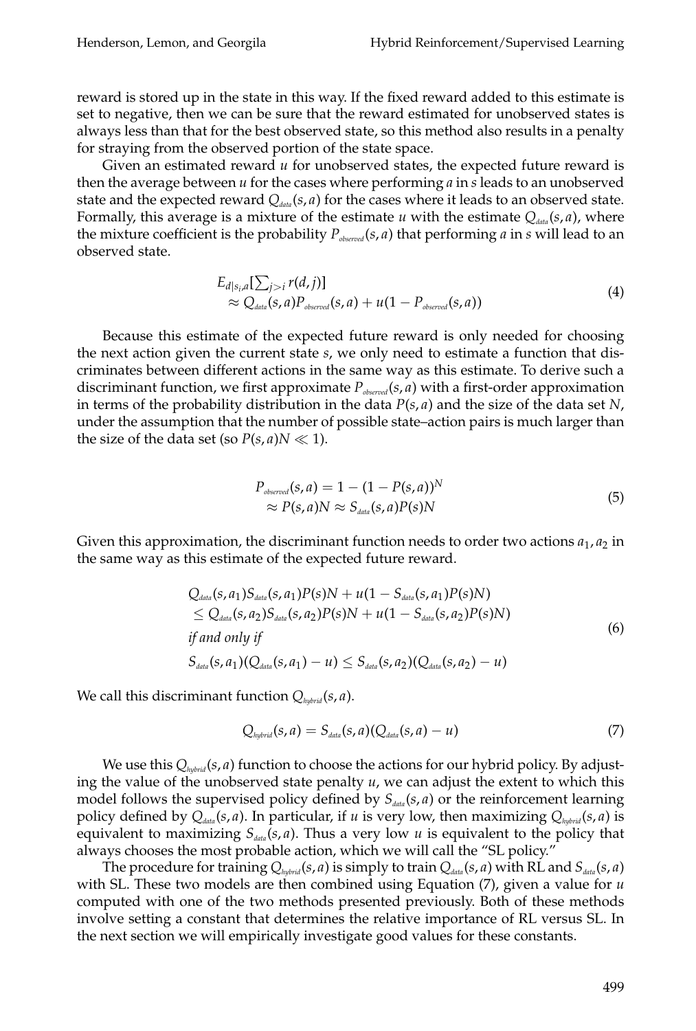reward is stored up in the state in this way. If the fixed reward added to this estimate is set to negative, then we can be sure that the reward estimated for unobserved states is always less than that for the best observed state, so this method also results in a penalty for straying from the observed portion of the state space.

Given an estimated reward $u$ for unobserved states, the expected future reward is then the average between $u$ for the cases where performing $a$ in $s$ leads to an unobserved state and the expected reward $Q_{data}(s, a)$ for the cases where it leads to an observed state. Formally, this average is a mixture of the estimate $u$ with the estimate $Q_{data}(s, a)$, where the mixture coefficient is the probability $P_{observed}(s, a)$ that performing $a$ in $s$ will lead to an observed state.

$$
\begin{aligned}
&E_{d|s_i,a}[\textstyle\sum_{j>i} r(d,j)] \\
&\quad\approx Q_{data}(s,a)P_{observed}(s,a) + u(1 - P_{observed}(s,a))
\end{aligned}
\tag{4}
$$

Because this estimate of the expected future reward is only needed for choosing the next action given the current state $s$, we only need to estimate a function that discriminates between different actions in the same way as this estimate. To derive such a discriminant function, we first approximate $P_{observed}(s, a)$ with a first-order approximation in terms of the probability distribution in the data $P(s, a)$ and the size of the data set $N$, under the assumption that the number of possible state–action pairs is much larger than the size of the data set (so $P(s, a)N \ll 1$).

$$
\begin{aligned}
P_{observed}(s,a) &= 1 - (1 - P(s,a))^N \\
&\approx P(s,a)N \approx S_{data}(s,a)P(s)N
\end{aligned}
\tag{5}
$$

Given this approximation, the discriminant function needs to order two actions $a_1, a_2$ in the same way as this estimate of the expected future reward.

$$
\begin{aligned}
&Q_{data}(s,a_1)S_{data}(s,a_1)P(s)N + u(1 - S_{data}(s,a_1)P(s)N) \\
&\leq Q_{data}(s,a_2)S_{data}(s,a_2)P(s)N + u(1 - S_{data}(s,a_2)P(s)N) \\
&\textit{if and only if} \\
&S_{data}(s,a_1)(Q_{data}(s,a_1) - u) \leq S_{data}(s,a_2)(Q_{data}(s,a_2) - u)
\end{aligned}
\tag{6}
$$

We call this discriminant function $Q_{hybrid}(s, a)$.

$$
Q_{hybrid}(s,a) = S_{data}(s,a)(Q_{data}(s,a) - u) \tag{7}
$$

We use this $Q_{hybrid}(s, a)$ function to choose the actions for our hybrid policy. By adjusting the value of the unobserved state penalty $u$, we can adjust the extent to which this model follows the supervised policy defined by $S_{data}(s, a)$ or the reinforcement learning policy defined by $Q_{data}(s, a)$. In particular, if $u$ is very low, then maximizing $Q_{hybrid}(s, a)$ is equivalent to maximizing $S_{data}(s, a)$. Thus a very low $u$ is equivalent to the policy that always chooses the most probable action, which we will call the "SL policy."

The procedure for training $Q_{hybrid}(s, a)$ is simply to train $Q_{data}(s, a)$ with RL and $S_{data}(s, a)$ with SL. These two models are then combined using Equation (7), given a value for $u$ computed with one of the two methods presented previously. Both of these methods involve setting a constant that determines the relative importance of RL versus SL. In the next section we will empirically investigate good values for these constants.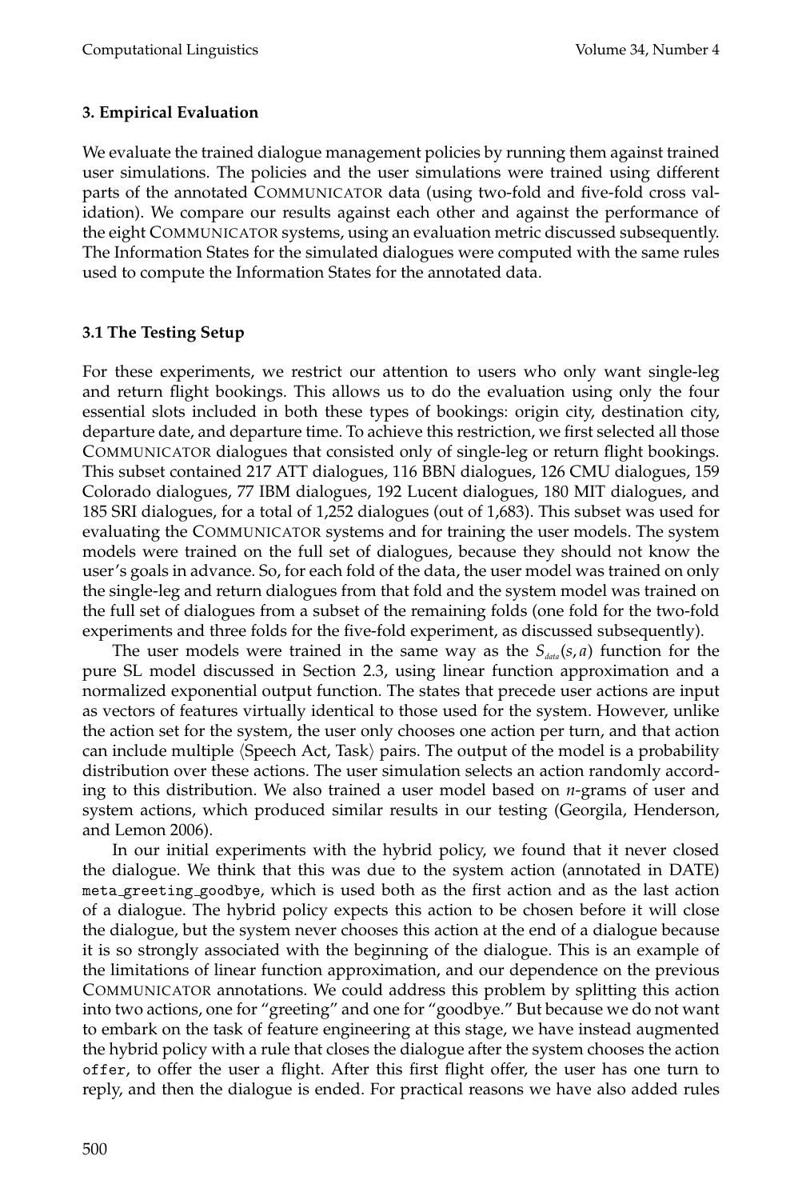## 3. Empirical Evaluation

We evaluate the trained dialogue management policies by running them against trained user simulations. The policies and the user simulations were trained using different parts of the annotated COMMUNICATOR data (using two-fold and five-fold cross validation). We compare our results against each other and against the performance of the eight COMMUNICATOR systems, using an evaluation metric discussed subsequently. The Information States for the simulated dialogues were computed with the same rules used to compute the Information States for the annotated data.

### 3.1 The Testing Setup

For these experiments, we restrict our attention to users who only want single-leg and return flight bookings. This allows us to do the evaluation using only the four essential slots included in both these types of bookings: origin city, destination city, departure date, and departure time. To achieve this restriction, we first selected all those COMMUNICATOR dialogues that consisted only of single-leg or return flight bookings. This subset contained 217 ATT dialogues, 116 BBN dialogues, 126 CMU dialogues, 159 Colorado dialogues, 77 IBM dialogues, 192 Lucent dialogues, 180 MIT dialogues, and 185 SRI dialogues, for a total of 1,252 dialogues (out of 1,683). This subset was used for evaluating the COMMUNICATOR systems and for training the user models. The system models were trained on the full set of dialogues, because they should not know the user's goals in advance. So, for each fold of the data, the user model was trained on only the single-leg and return dialogues from that fold and the system model was trained on the full set of dialogues from a subset of the remaining folds (one fold for the two-fold experiments and three folds for the five-fold experiment, as discussed subsequently).

The user models were trained in the same way as the $S_{data}(s, a)$ function for the pure SL model discussed in Section 2.3, using linear function approximation and a normalized exponential output function. The states that precede user actions are input as vectors of features virtually identical to those used for the system. However, unlike the action set for the system, the user only chooses one action per turn, and that action can include multiple ⟨Speech Act, Task⟩ pairs. The output of the model is a probability distribution over these actions. The user simulation selects an action randomly according to this distribution. We also trained a user model based on *n*-grams of user and system actions, which produced similar results in our testing (Georgila, Henderson, and Lemon 2006).

In our initial experiments with the hybrid policy, we found that it never closed the dialogue. We think that this was due to the system action (annotated in DATE) `meta_greeting_goodbye`, which is used both as the first action and as the last action of a dialogue. The hybrid policy expects this action to be chosen before it will close the dialogue, but the system never chooses this action at the end of a dialogue because it is so strongly associated with the beginning of the dialogue. This is an example of the limitations of linear function approximation, and our dependence on the previous COMMUNICATOR annotations. We could address this problem by splitting this action into two actions, one for "greeting" and one for "goodbye." But because we do not want to embark on the task of feature engineering at this stage, we have instead augmented the hybrid policy with a rule that closes the dialogue after the system chooses the action `offer`, to offer the user a flight. After this first flight offer, the user has one turn to reply, and then the dialogue is ended. For practical reasons we have also added rules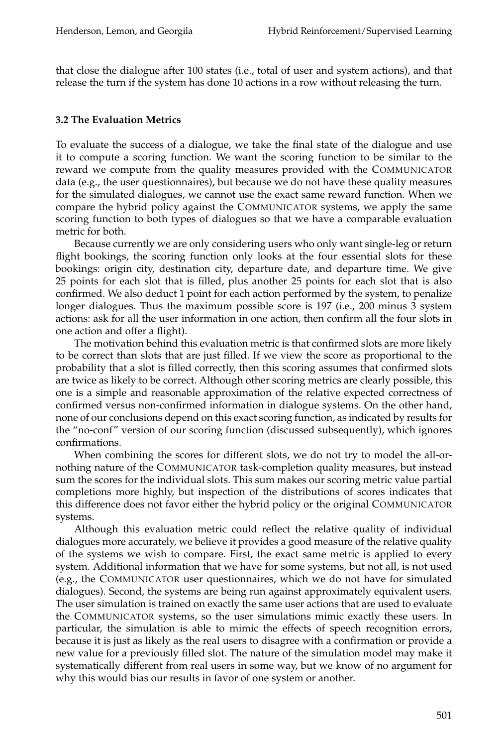that close the dialogue after 100 states (i.e., total of user and system actions), and that release the turn if the system has done 10 actions in a row without releasing the turn.

### 3.2 The Evaluation Metrics

To evaluate the success of a dialogue, we take the final state of the dialogue and use it to compute a scoring function. We want the scoring function to be similar to the reward we compute from the quality measures provided with the COMMUNICATOR data (e.g., the user questionnaires), but because we do not have these quality measures for the simulated dialogues, we cannot use the exact same reward function. When we compare the hybrid policy against the COMMUNICATOR systems, we apply the same scoring function to both types of dialogues so that we have a comparable evaluation metric for both.

Because currently we are only considering users who only want single-leg or return flight bookings, the scoring function only looks at the four essential slots for these bookings: origin city, destination city, departure date, and departure time. We give 25 points for each slot that is filled, plus another 25 points for each slot that is also confirmed. We also deduct 1 point for each action performed by the system, to penalize longer dialogues. Thus the maximum possible score is 197 (i.e., 200 minus 3 system actions: ask for all the user information in one action, then confirm all the four slots in one action and offer a flight).

The motivation behind this evaluation metric is that confirmed slots are more likely to be correct than slots that are just filled. If we view the score as proportional to the probability that a slot is filled correctly, then this scoring assumes that confirmed slots are twice as likely to be correct. Although other scoring metrics are clearly possible, this one is a simple and reasonable approximation of the relative expected correctness of confirmed versus non-confirmed information in dialogue systems. On the other hand, none of our conclusions depend on this exact scoring function, as indicated by results for the "no-conf" version of our scoring function (discussed subsequently), which ignores confirmations.

When combining the scores for different slots, we do not try to model the all-or-nothing nature of the COMMUNICATOR task-completion quality measures, but instead sum the scores for the individual slots. This sum makes our scoring metric value partial completions more highly, but inspection of the distributions of scores indicates that this difference does not favor either the hybrid policy or the original COMMUNICATOR systems.

Although this evaluation metric could reflect the relative quality of individual dialogues more accurately, we believe it provides a good measure of the relative quality of the systems we wish to compare. First, the exact same metric is applied to every system. Additional information that we have for some systems, but not all, is not used (e.g., the COMMUNICATOR user questionnaires, which we do not have for simulated dialogues). Second, the systems are being run against approximately equivalent users. The user simulation is trained on exactly the same user actions that are used to evaluate the COMMUNICATOR systems, so the user simulations mimic exactly these users. In particular, the simulation is able to mimic the effects of speech recognition errors, because it is just as likely as the real users to disagree with a confirmation or provide a new value for a previously filled slot. The nature of the simulation model may make it systematically different from real users in some way, but we know of no argument for why this would bias our results in favor of one system or another.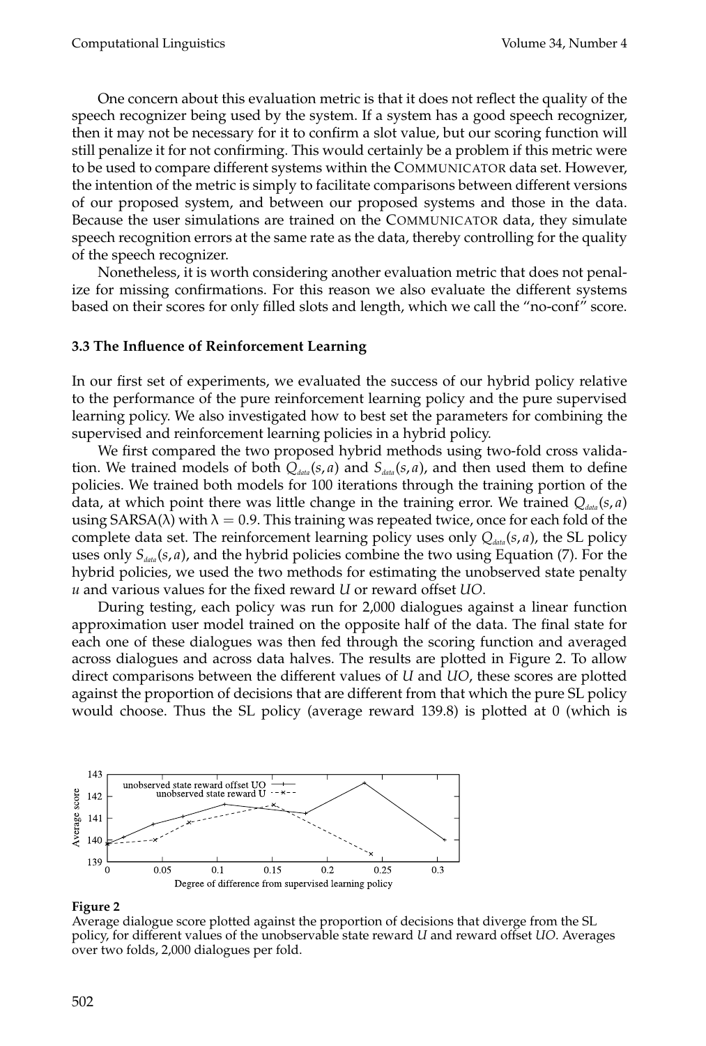One concern about this evaluation metric is that it does not reflect the quality of the speech recognizer being used by the system. If a system has a good speech recognizer, then it may not be necessary for it to confirm a slot value, but our scoring function will still penalize it for not confirming. This would certainly be a problem if this metric were to be used to compare different systems within the COMMUNICATOR data set. However, the intention of the metric is simply to facilitate comparisons between different versions of our proposed system, and between our proposed systems and those in the data. Because the user simulations are trained on the COMMUNICATOR data, they simulate speech recognition errors at the same rate as the data, thereby controlling for the quality of the speech recognizer.

Nonetheless, it is worth considering another evaluation metric that does not penalize for missing confirmations. For this reason we also evaluate the different systems based on their scores for only filled slots and length, which we call the "no-conf" score.

### 3.3 The Influence of Reinforcement Learning

In our first set of experiments, we evaluated the success of our hybrid policy relative to the performance of the pure reinforcement learning policy and the pure supervised learning policy. We also investigated how to best set the parameters for combining the supervised and reinforcement learning policies in a hybrid policy.

We first compared the two proposed hybrid methods using two-fold cross validation. We trained models of both $Q_{data}(s, a)$ and $S_{data}(s, a)$, and then used them to define policies. We trained both models for 100 iterations through the training portion of the data, at which point there was little change in the training error. We trained $Q_{data}(s, a)$ using SARSA($\lambda$) with $\lambda = 0.9$. This training was repeated twice, once for each fold of the complete data set. The reinforcement learning policy uses only $Q_{data}(s, a)$, the SL policy uses only $S_{data}(s, a)$, and the hybrid policies combine the two using Equation (7). For the hybrid policies, we used the two methods for estimating the unobserved state penalty $u$ and various values for the fixed reward $U$ or reward offset $UO$.

During testing, each policy was run for 2,000 dialogues against a linear function approximation user model trained on the opposite half of the data. The final state for each one of these dialogues was then fed through the scoring function and averaged across dialogues and across data halves. The results are plotted in Figure 2. To allow direct comparisons between the different values of $U$ and $UO$, these scores are plotted against the proportion of decisions that are different from that which the pure SL policy would choose. Thus the SL policy (average reward 139.8) is plotted at 0 (which is

**Figure 2**
Average dialogue score plotted against the proportion of decisions that diverge from the SL policy, for different values of the unobservable state reward $U$ and reward offset $UO$. Averages over two folds, 2,000 dialogues per fold.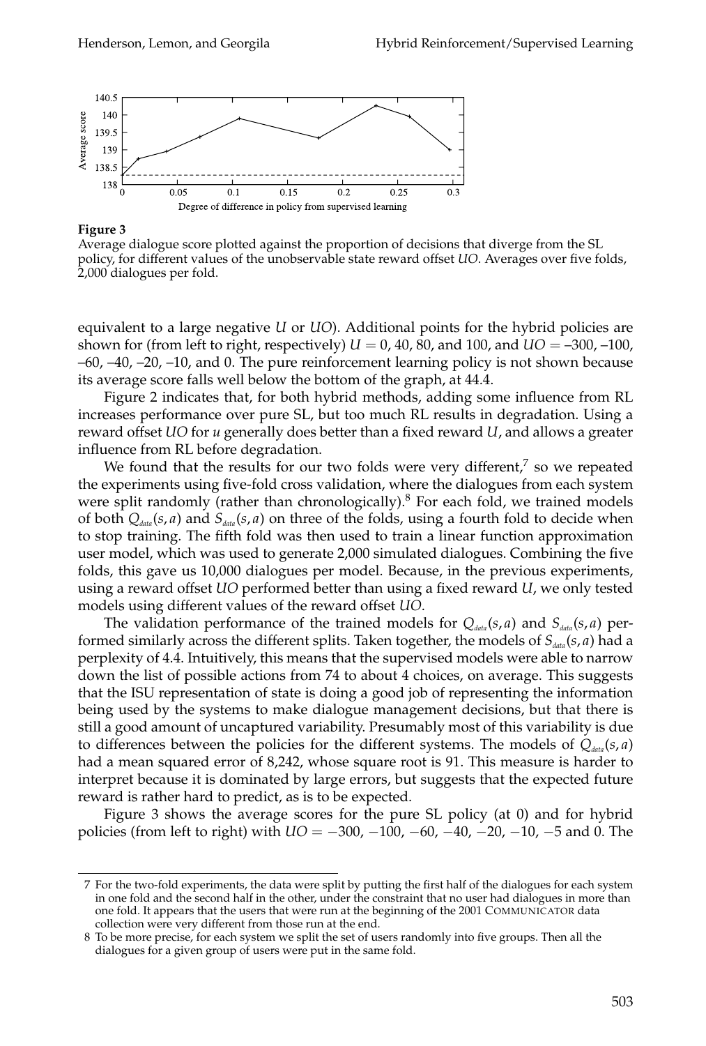**Figure 3**
Average dialogue score plotted against the proportion of decisions that diverge from the SL policy, for different values of the unobservable state reward offset *UO*. Averages over five folds, 2,000 dialogues per fold.

equivalent to a large negative *U* or *UO*). Additional points for the hybrid policies are shown for (from left to right, respectively) *U* = 0, 40, 80, and 100, and *UO* = –300, –100, –60, –40, –20, –10, and 0. The pure reinforcement learning policy is not shown because its average score falls well below the bottom of the graph, at 44.4.

Figure 2 indicates that, for both hybrid methods, adding some influence from RL increases performance over pure SL, but too much RL results in degradation. Using a reward offset *UO* for *u* generally does better than a fixed reward *U*, and allows a greater influence from RL before degradation.

We found that the results for our two folds were very different,[7] so we repeated the experiments using five-fold cross validation, where the dialogues from each system were split randomly (rather than chronologically).[8] For each fold, we trained models of both $Q_{data}(s, a)$ and $S_{data}(s, a)$ on three of the folds, using a fourth fold to decide when to stop training. The fifth fold was then used to train a linear function approximation user model, which was used to generate 2,000 simulated dialogues. Combining the five folds, this gave us 10,000 dialogues per model. Because, in the previous experiments, using a reward offset *UO* performed better than using a fixed reward *U*, we only tested models using different values of the reward offset *UO*.

The validation performance of the trained models for $Q_{data}(s, a)$ and $S_{data}(s, a)$ performed similarly across the different splits. Taken together, the models of $S_{data}(s, a)$ had a perplexity of 4.4. Intuitively, this means that the supervised models were able to narrow down the list of possible actions from 74 to about 4 choices, on average. This suggests that the ISU representation of state is doing a good job of representing the information being used by the systems to make dialogue management decisions, but that there is still a good amount of uncaptured variability. Presumably most of this variability is due to differences between the policies for the different systems. The models of $Q_{data}(s, a)$ had a mean squared error of 8,242, whose square root is 91. This measure is harder to interpret because it is dominated by large errors, but suggests that the expected future reward is rather hard to predict, as is to be expected.

Figure 3 shows the average scores for the pure SL policy (at 0) and for hybrid policies (from left to right) with $UO = -300, -100, -60, -40, -20, -10, -5$ and 0. The

---

7 For the two-fold experiments, the data were split by putting the first half of the dialogues for each system in one fold and the second half in the other, under the constraint that no user had dialogues in more than one fold. It appears that the users that were run at the beginning of the 2001 COMMUNICATOR data collection were very different from those run at the end.

8 To be more precise, for each system we split the set of users randomly into five groups. Then all the dialogues for a given group of users were put in the same fold.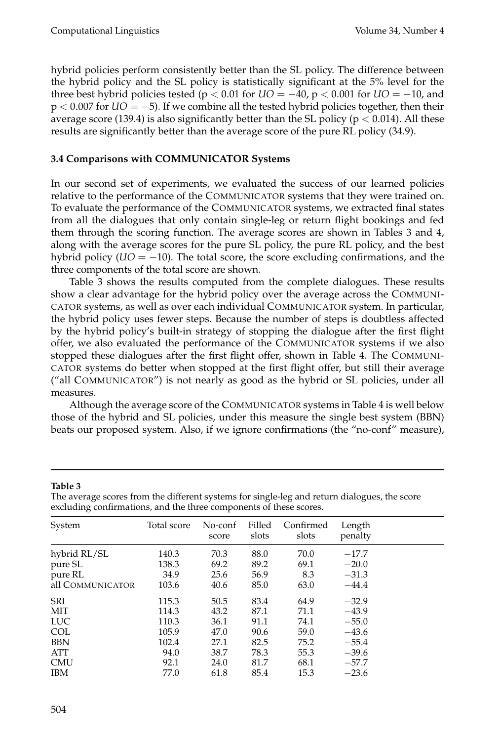hybrid policies perform consistently better than the SL policy. The difference between the hybrid policy and the SL policy is statistically significant at the 5% level for the three best hybrid policies tested ($p < 0.01$ for $UO = -40$, $p < 0.001$ for $UO = -10$, and $p < 0.007$ for $UO = -5$). If we combine all the tested hybrid policies together, then their average score (139.4) is also significantly better than the SL policy ($p < 0.014$). All these results are significantly better than the average score of the pure RL policy (34.9).

### 3.4 Comparisons with COMMUNICATOR Systems

In our second set of experiments, we evaluated the success of our learned policies relative to the performance of the COMMUNICATOR systems that they were trained on. To evaluate the performance of the COMMUNICATOR systems, we extracted final states from all the dialogues that only contain single-leg or return flight bookings and fed them through the scoring function. The average scores are shown in Tables 3 and 4, along with the average scores for the pure SL policy, the pure RL policy, and the best hybrid policy ($UO = -10$). The total score, the score excluding confirmations, and the three components of the total score are shown.

Table 3 shows the results computed from the complete dialogues. These results show a clear advantage for the hybrid policy over the average across the COMMUNICATOR systems, as well as over each individual COMMUNICATOR system. In particular, the hybrid policy uses fewer steps. Because the number of steps is doubtless affected by the hybrid policy's built-in strategy of stopping the dialogue after the first flight offer, we also evaluated the performance of the COMMUNICATOR systems if we also stopped these dialogues after the first flight offer, shown in Table 4. The COMMUNICATOR systems do better when stopped at the first flight offer, but still their average ("all COMMUNICATOR") is not nearly as good as the hybrid or SL policies, under all measures.

Although the average score of the COMMUNICATOR systems in Table 4 is well below those of the hybrid and SL policies, under this measure the single best system (BBN) beats our proposed system. Also, if we ignore confirmations (the "no-conf" measure),

**Table 3**
The average scores from the different systems for single-leg and return dialogues, the score excluding confirmations, and the three components of these scores.

| System | Total score | No-conf score | Filled slots | Confirmed slots | Length penalty |
|---|---|---|---|---|---|
| hybrid RL/SL | 140.3 | 70.3 | 88.0 | 70.0 | −17.7 |
| pure SL | 138.3 | 69.2 | 89.2 | 69.1 | −20.0 |
| pure RL | 34.9 | 25.6 | 56.9 | 8.3 | −31.3 |
| all COMMUNICATOR | 103.6 | 40.6 | 85.0 | 63.0 | −44.4 |
| SRI | 115.3 | 50.5 | 83.4 | 64.9 | −32.9 |
| MIT | 114.3 | 43.2 | 87.1 | 71.1 | −43.9 |
| LUC | 110.3 | 36.1 | 91.1 | 74.1 | −55.0 |
| COL | 105.9 | 47.0 | 90.6 | 59.0 | −43.6 |
| BBN | 102.4 | 27.1 | 82.5 | 75.2 | −55.4 |
| ATT | 94.0 | 38.7 | 78.3 | 55.3 | −39.6 |
| CMU | 92.1 | 24.0 | 81.7 | 68.1 | −57.7 |
| IBM | 77.0 | 61.8 | 85.4 | 15.3 | −23.6 |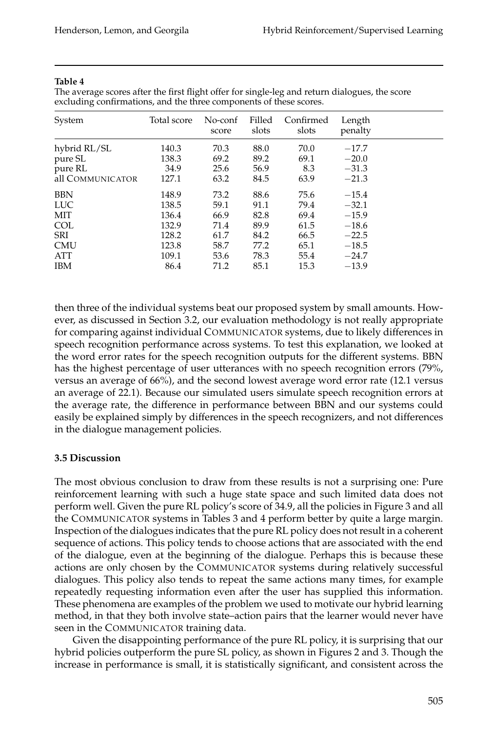**Table 4**

The average scores after the first flight offer for single-leg and return dialogues, the score excluding confirmations, and the three components of these scores.

| System | Total score | No-conf score | Filled slots | Confirmed slots | Length penalty |
|---|---|---|---|---|---|
| hybrid RL/SL | 140.3 | 70.3 | 88.0 | 70.0 | −17.7 |
| pure SL | 138.3 | 69.2 | 89.2 | 69.1 | −20.0 |
| pure RL | 34.9 | 25.6 | 56.9 | 8.3 | −31.3 |
| all COMMUNICATOR | 127.1 | 63.2 | 84.5 | 63.9 | −21.3 |
| BBN | 148.9 | 73.2 | 88.6 | 75.6 | −15.4 |
| LUC | 138.5 | 59.1 | 91.1 | 79.4 | −32.1 |
| MIT | 136.4 | 66.9 | 82.8 | 69.4 | −15.9 |
| COL | 132.9 | 71.4 | 89.9 | 61.5 | −18.6 |
| SRI | 128.2 | 61.7 | 84.2 | 66.5 | −22.5 |
| CMU | 123.8 | 58.7 | 77.2 | 65.1 | −18.5 |
| ATT | 109.1 | 53.6 | 78.3 | 55.4 | −24.7 |
| IBM | 86.4 | 71.2 | 85.1 | 15.3 | −13.9 |

then three of the individual systems beat our proposed system by small amounts. However, as discussed in Section 3.2, our evaluation methodology is not really appropriate for comparing against individual COMMUNICATOR systems, due to likely differences in speech recognition performance across systems. To test this explanation, we looked at the word error rates for the speech recognition outputs for the different systems. BBN has the highest percentage of user utterances with no speech recognition errors (79%, versus an average of 66%), and the second lowest average word error rate (12.1 versus an average of 22.1). Because our simulated users simulate speech recognition errors at the average rate, the difference in performance between BBN and our systems could easily be explained simply by differences in the speech recognizers, and not differences in the dialogue management policies.

### 3.5 Discussion

The most obvious conclusion to draw from these results is not a surprising one: Pure reinforcement learning with such a huge state space and such limited data does not perform well. Given the pure RL policy's score of 34.9, all the policies in Figure 3 and all the COMMUNICATOR systems in Tables 3 and 4 perform better by quite a large margin. Inspection of the dialogues indicates that the pure RL policy does not result in a coherent sequence of actions. This policy tends to choose actions that are associated with the end of the dialogue, even at the beginning of the dialogue. Perhaps this is because these actions are only chosen by the COMMUNICATOR systems during relatively successful dialogues. This policy also tends to repeat the same actions many times, for example repeatedly requesting information even after the user has supplied this information. These phenomena are examples of the problem we used to motivate our hybrid learning method, in that they both involve state–action pairs that the learner would never have seen in the COMMUNICATOR training data.

Given the disappointing performance of the pure RL policy, it is surprising that our hybrid policies outperform the pure SL policy, as shown in Figures 2 and 3. Though the increase in performance is small, it is statistically significant, and consistent across the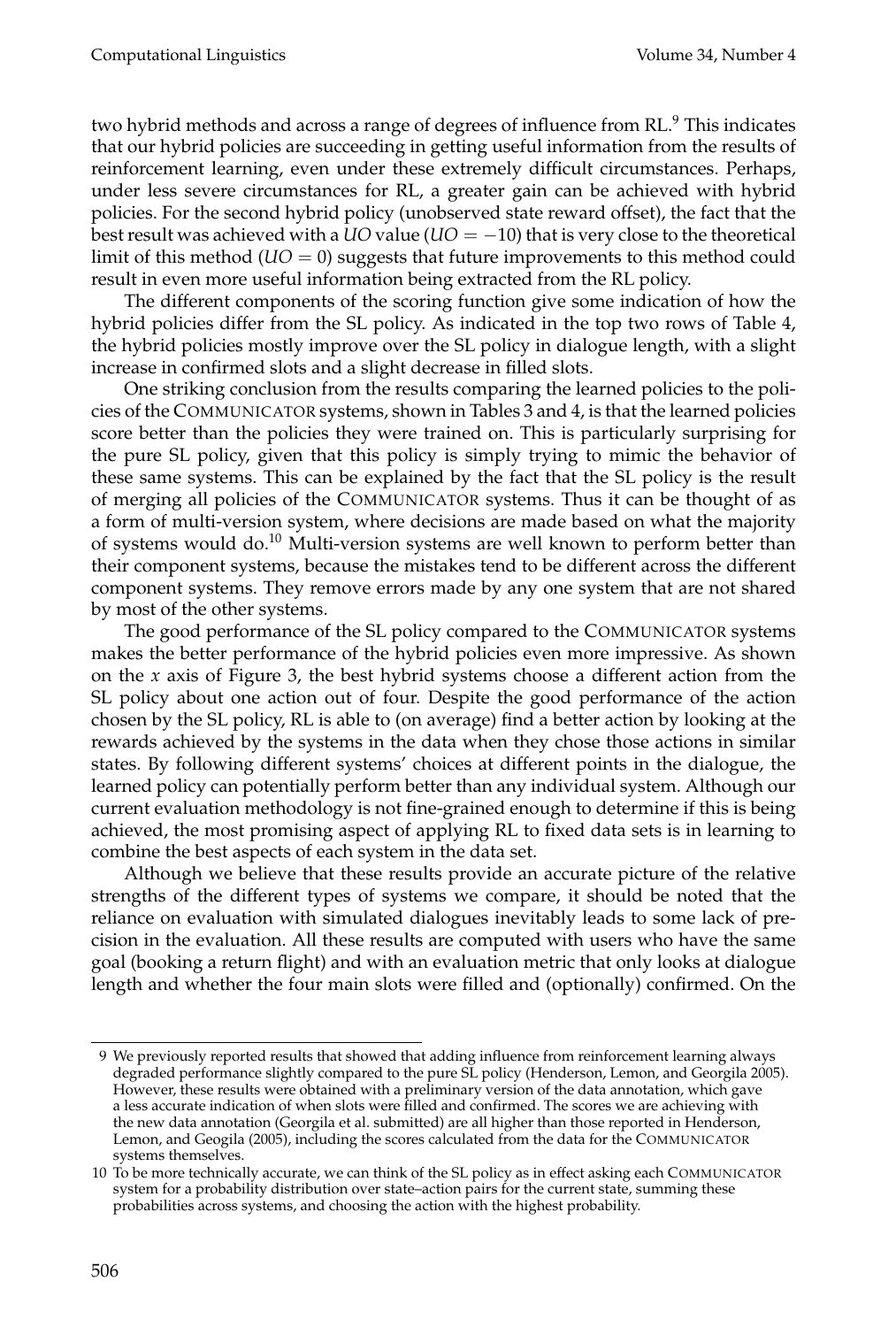two hybrid methods and across a range of degrees of influence from RL.[9] This indicates that our hybrid policies are succeeding in getting useful information from the results of reinforcement learning, even under these extremely difficult circumstances. Perhaps, under less severe circumstances for RL, a greater gain can be achieved with hybrid policies. For the second hybrid policy (unobserved state reward offset), the fact that the best result was achieved with a *UO* value ($UO = -10$) that is very close to the theoretical limit of this method ($UO = 0$) suggests that future improvements to this method could result in even more useful information being extracted from the RL policy.

The different components of the scoring function give some indication of how the hybrid policies differ from the SL policy. As indicated in the top two rows of Table 4, the hybrid policies mostly improve over the SL policy in dialogue length, with a slight increase in confirmed slots and a slight decrease in filled slots.

One striking conclusion from the results comparing the learned policies to the policies of the COMMUNICATOR systems, shown in Tables 3 and 4, is that the learned policies score better than the policies they were trained on. This is particularly surprising for the pure SL policy, given that this policy is simply trying to mimic the behavior of these same systems. This can be explained by the fact that the SL policy is the result of merging all policies of the COMMUNICATOR systems. Thus it can be thought of as a form of multi-version system, where decisions are made based on what the majority of systems would do.[10] Multi-version systems are well known to perform better than their component systems, because the mistakes tend to be different across the different component systems. They remove errors made by any one system that are not shared by most of the other systems.

The good performance of the SL policy compared to the COMMUNICATOR systems makes the better performance of the hybrid policies even more impressive. As shown on the *x* axis of Figure 3, the best hybrid systems choose a different action from the SL policy about one action out of four. Despite the good performance of the action chosen by the SL policy, RL is able to (on average) find a better action by looking at the rewards achieved by the systems in the data when they chose those actions in similar states. By following different systems' choices at different points in the dialogue, the learned policy can potentially perform better than any individual system. Although our current evaluation methodology is not fine-grained enough to determine if this is being achieved, the most promising aspect of applying RL to fixed data sets is in learning to combine the best aspects of each system in the data set.

Although we believe that these results provide an accurate picture of the relative strengths of the different types of systems we compare, it should be noted that the reliance on evaluation with simulated dialogues inevitably leads to some lack of precision in the evaluation. All these results are computed with users who have the same goal (booking a return flight) and with an evaluation metric that only looks at dialogue length and whether the four main slots were filled and (optionally) confirmed. On the

---

9 We previously reported results that showed that adding influence from reinforcement learning always degraded performance slightly compared to the pure SL policy (Henderson, Lemon, and Georgila 2005). However, these results were obtained with a preliminary version of the data annotation, which gave a less accurate indication of when slots were filled and confirmed. The scores we are achieving with the new data annotation (Georgila et al. submitted) are all higher than those reported in Henderson, Lemon, and Geogila (2005), including the scores calculated from the data for the COMMUNICATOR systems themselves.

10 To be more technically accurate, we can think of the SL policy as in effect asking each COMMUNICATOR system for a probability distribution over state–action pairs for the current state, summing these probabilities across systems, and choosing the action with the highest probability.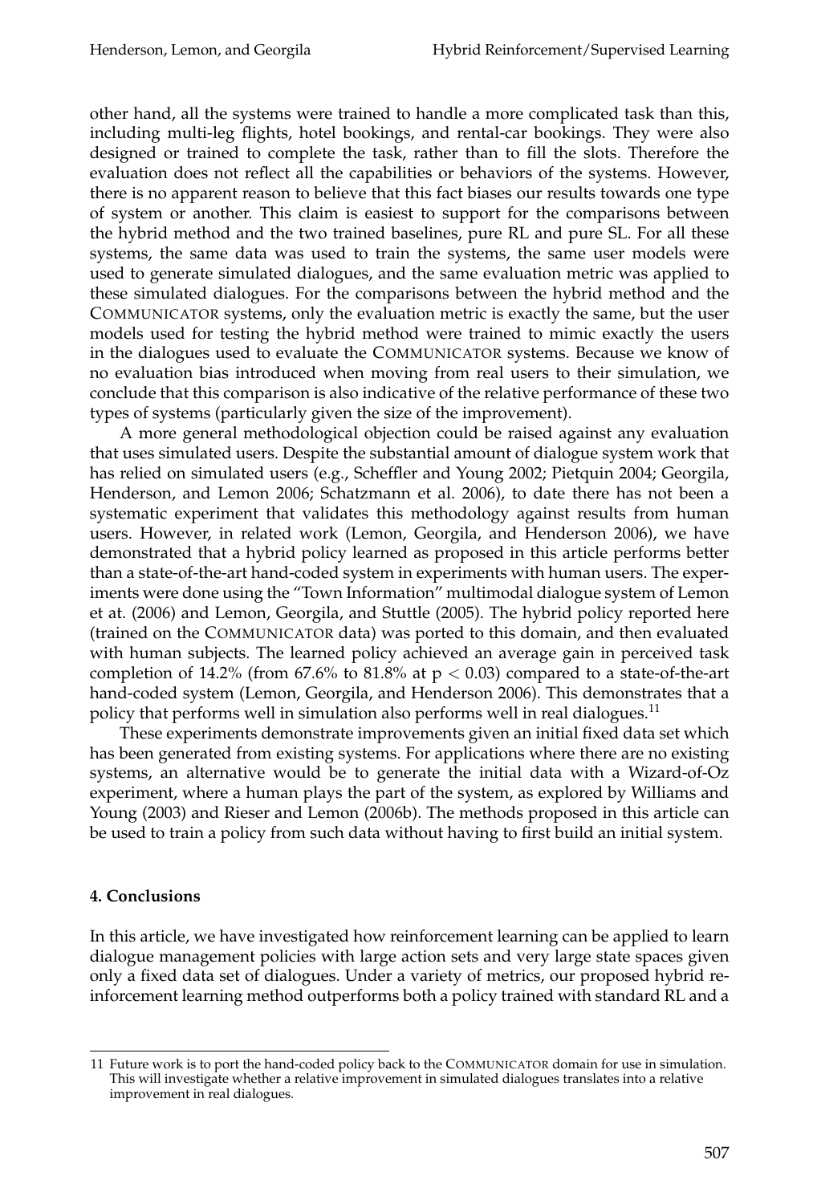other hand, all the systems were trained to handle a more complicated task than this, including multi-leg flights, hotel bookings, and rental-car bookings. They were also designed or trained to complete the task, rather than to fill the slots. Therefore the evaluation does not reflect all the capabilities or behaviors of the systems. However, there is no apparent reason to believe that this fact biases our results towards one type of system or another. This claim is easiest to support for the comparisons between the hybrid method and the two trained baselines, pure RL and pure SL. For all these systems, the same data was used to train the systems, the same user models were used to generate simulated dialogues, and the same evaluation metric was applied to these simulated dialogues. For the comparisons between the hybrid method and the COMMUNICATOR systems, only the evaluation metric is exactly the same, but the user models used for testing the hybrid method were trained to mimic exactly the users in the dialogues used to evaluate the COMMUNICATOR systems. Because we know of no evaluation bias introduced when moving from real users to their simulation, we conclude that this comparison is also indicative of the relative performance of these two types of systems (particularly given the size of the improvement).

A more general methodological objection could be raised against any evaluation that uses simulated users. Despite the substantial amount of dialogue system work that has relied on simulated users (e.g., Scheffler and Young 2002; Pietquin 2004; Georgila, Henderson, and Lemon 2006; Schatzmann et al. 2006), to date there has not been a systematic experiment that validates this methodology against results from human users. However, in related work (Lemon, Georgila, and Henderson 2006), we have demonstrated that a hybrid policy learned as proposed in this article performs better than a state-of-the-art hand-coded system in experiments with human users. The experiments were done using the "Town Information" multimodal dialogue system of Lemon et at. (2006) and Lemon, Georgila, and Stuttle (2005). The hybrid policy reported here (trained on the COMMUNICATOR data) was ported to this domain, and then evaluated with human subjects. The learned policy achieved an average gain in perceived task completion of 14.2% (from 67.6% to 81.8% at $p < 0.03$) compared to a state-of-the-art hand-coded system (Lemon, Georgila, and Henderson 2006). This demonstrates that a policy that performs well in simulation also performs well in real dialogues.[11]

These experiments demonstrate improvements given an initial fixed data set which has been generated from existing systems. For applications where there are no existing systems, an alternative would be to generate the initial data with a Wizard-of-Oz experiment, where a human plays the part of the system, as explored by Williams and Young (2003) and Rieser and Lemon (2006b). The methods proposed in this article can be used to train a policy from such data without having to first build an initial system.

## 4. Conclusions

In this article, we have investigated how reinforcement learning can be applied to learn dialogue management policies with large action sets and very large state spaces given only a fixed data set of dialogues. Under a variety of metrics, our proposed hybrid reinforcement learning method outperforms both a policy trained with standard RL and a

11 Future work is to port the hand-coded policy back to the COMMUNICATOR domain for use in simulation. This will investigate whether a relative improvement in simulated dialogues translates into a relative improvement in real dialogues.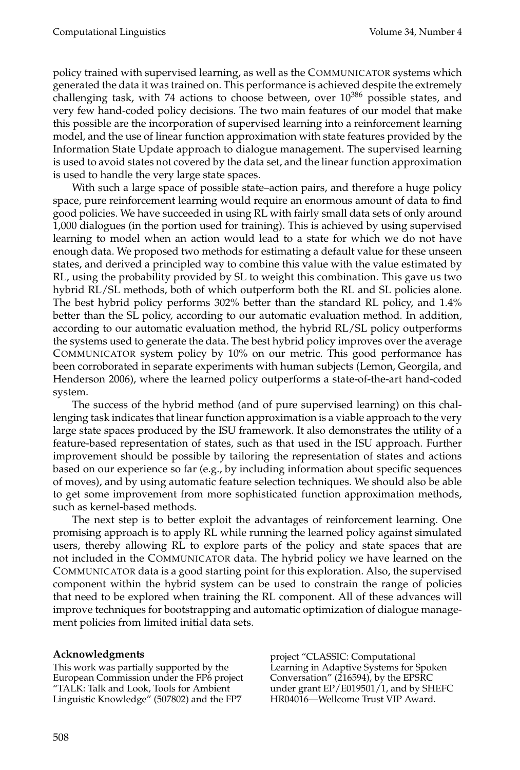policy trained with supervised learning, as well as the COMMUNICATOR systems which generated the data it was trained on. This performance is achieved despite the extremely challenging task, with 74 actions to choose between, over $10^{386}$ possible states, and very few hand-coded policy decisions. The two main features of our model that make this possible are the incorporation of supervised learning into a reinforcement learning model, and the use of linear function approximation with state features provided by the Information State Update approach to dialogue management. The supervised learning is used to avoid states not covered by the data set, and the linear function approximation is used to handle the very large state spaces.

With such a large space of possible state–action pairs, and therefore a huge policy space, pure reinforcement learning would require an enormous amount of data to find good policies. We have succeeded in using RL with fairly small data sets of only around 1,000 dialogues (in the portion used for training). This is achieved by using supervised learning to model when an action would lead to a state for which we do not have enough data. We proposed two methods for estimating a default value for these unseen states, and derived a principled way to combine this value with the value estimated by RL, using the probability provided by SL to weight this combination. This gave us two hybrid RL/SL methods, both of which outperform both the RL and SL policies alone. The best hybrid policy performs 302% better than the standard RL policy, and 1.4% better than the SL policy, according to our automatic evaluation method. In addition, according to our automatic evaluation method, the hybrid RL/SL policy outperforms the systems used to generate the data. The best hybrid policy improves over the average COMMUNICATOR system policy by 10% on our metric. This good performance has been corroborated in separate experiments with human subjects (Lemon, Georgila, and Henderson 2006), where the learned policy outperforms a state-of-the-art hand-coded system.

The success of the hybrid method (and of pure supervised learning) on this challenging task indicates that linear function approximation is a viable approach to the very large state spaces produced by the ISU framework. It also demonstrates the utility of a feature-based representation of states, such as that used in the ISU approach. Further improvement should be possible by tailoring the representation of states and actions based on our experience so far (e.g., by including information about specific sequences of moves), and by using automatic feature selection techniques. We should also be able to get some improvement from more sophisticated function approximation methods, such as kernel-based methods.

The next step is to better exploit the advantages of reinforcement learning. One promising approach is to apply RL while running the learned policy against simulated users, thereby allowing RL to explore parts of the policy and state spaces that are not included in the COMMUNICATOR data. The hybrid policy we have learned on the COMMUNICATOR data is a good starting point for this exploration. Also, the supervised component within the hybrid system can be used to constrain the range of policies that need to be explored when training the RL component. All of these advances will improve techniques for bootstrapping and automatic optimization of dialogue management policies from limited initial data sets.

**Acknowledgments**

This work was partially supported by the European Commission under the FP6 project "TALK: Talk and Look, Tools for Ambient Linguistic Knowledge" (507802) and the FP7 project "CLASSIC: Computational Learning in Adaptive Systems for Spoken Conversation" (216594), by the EPSRC under grant EP/E019501/1, and by SHEFC HR04016—Wellcome Trust VIP Award.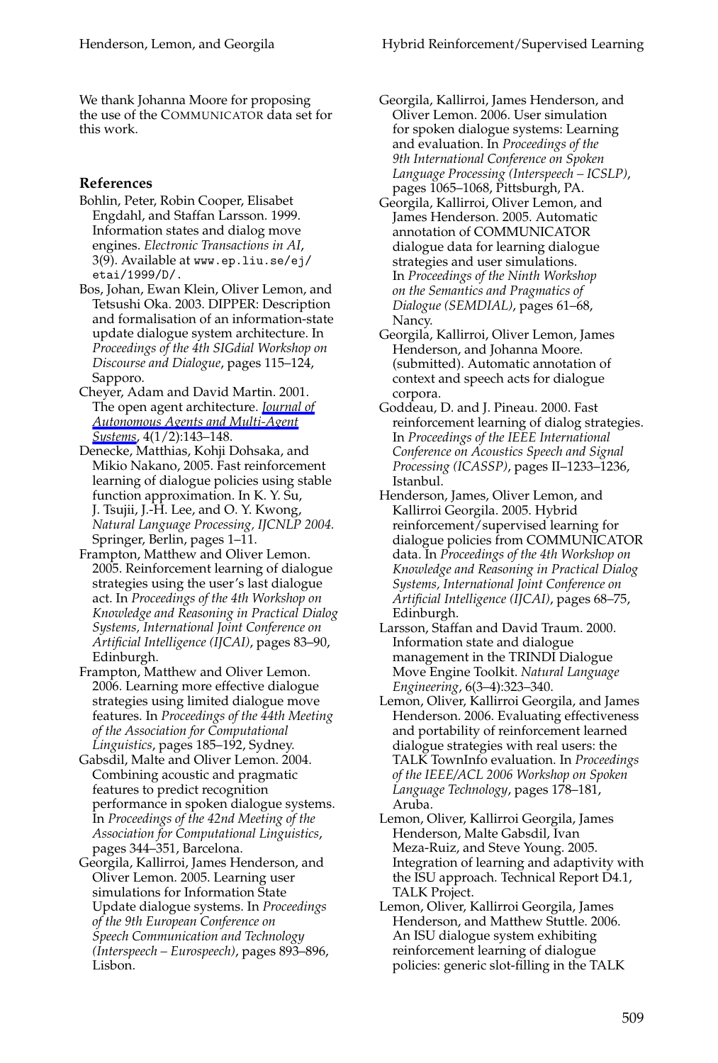We thank Johanna Moore for proposing the use of the COMMUNICATOR data set for this work.

## References

Bohlin, Peter, Robin Cooper, Elisabet Engdahl, and Staffan Larsson. 1999. Information states and dialog move engines. *Electronic Transactions in AI*, 3(9). Available at www.ep.liu.se/ej/etai/1999/D/.

Bos, Johan, Ewan Klein, Oliver Lemon, and Tetsushi Oka. 2003. DIPPER: Description and formalisation of an information-state update dialogue system architecture. In *Proceedings of the 4th SIGdial Workshop on Discourse and Dialogue*, pages 115–124, Sapporo.

Cheyer, Adam and David Martin. 2001. The open agent architecture. *Journal of Autonomous Agents and Multi-Agent Systems*, 4(1/2):143–148.

Denecke, Matthias, Kohji Dohsaka, and Mikio Nakano, 2005. Fast reinforcement learning of dialogue policies using stable function approximation. In K. Y. Su, J. Tsujii, J.-H. Lee, and O. Y. Kwong, *Natural Language Processing, IJCNLP 2004.* Springer, Berlin, pages 1–11.

Frampton, Matthew and Oliver Lemon. 2005. Reinforcement learning of dialogue strategies using the user's last dialogue act. In *Proceedings of the 4th Workshop on Knowledge and Reasoning in Practical Dialog Systems, International Joint Conference on Artificial Intelligence (IJCAI)*, pages 83–90, Edinburgh.

Frampton, Matthew and Oliver Lemon. 2006. Learning more effective dialogue strategies using limited dialogue move features. In *Proceedings of the 44th Meeting of the Association for Computational Linguistics*, pages 185–192, Sydney.

Gabsdil, Malte and Oliver Lemon. 2004. Combining acoustic and pragmatic features to predict recognition performance in spoken dialogue systems. In *Proceedings of the 42nd Meeting of the Association for Computational Linguistics*, pages 344–351, Barcelona.

Georgila, Kallirroi, James Henderson, and Oliver Lemon. 2005. Learning user simulations for Information State Update dialogue systems. In *Proceedings of the 9th European Conference on Speech Communication and Technology (Interspeech – Eurospeech)*, pages 893–896, Lisbon.

Georgila, Kallirroi, James Henderson, and Oliver Lemon. 2006. User simulation for spoken dialogue systems: Learning and evaluation. In *Proceedings of the 9th International Conference on Spoken Language Processing (Interspeech – ICSLP)*, pages 1065–1068, Pittsburgh, PA.

Georgila, Kallirroi, Oliver Lemon, and James Henderson. 2005. Automatic annotation of COMMUNICATOR dialogue data for learning dialogue strategies and user simulations. In *Proceedings of the Ninth Workshop on the Semantics and Pragmatics of Dialogue (SEMDIAL)*, pages 61–68, Nancy.

Georgila, Kallirroi, Oliver Lemon, James Henderson, and Johanna Moore. (submitted). Automatic annotation of context and speech acts for dialogue corpora.

Goddeau, D. and J. Pineau. 2000. Fast reinforcement learning of dialog strategies. In *Proceedings of the IEEE International Conference on Acoustics Speech and Signal Processing (ICASSP)*, pages II–1233–1236, Istanbul.

Henderson, James, Oliver Lemon, and Kallirroi Georgila. 2005. Hybrid reinforcement/supervised learning for dialogue policies from COMMUNICATOR data. In *Proceedings of the 4th Workshop on Knowledge and Reasoning in Practical Dialog Systems, International Joint Conference on Artificial Intelligence (IJCAI)*, pages 68–75, Edinburgh.

Larsson, Staffan and David Traum. 2000. Information state and dialogue management in the TRINDI Dialogue Move Engine Toolkit. *Natural Language Engineering*, 6(3–4):323–340.

Lemon, Oliver, Kallirroi Georgila, and James Henderson. 2006. Evaluating effectiveness and portability of reinforcement learned dialogue strategies with real users: the TALK TownInfo evaluation. In *Proceedings of the IEEE/ACL 2006 Workshop on Spoken Language Technology*, pages 178–181, Aruba.

Lemon, Oliver, Kallirroi Georgila, James Henderson, Malte Gabsdil, Ivan Meza-Ruiz, and Steve Young. 2005. Integration of learning and adaptivity with the ISU approach. Technical Report D4.1, TALK Project.

Lemon, Oliver, Kallirroi Georgila, James Henderson, and Matthew Stuttle. 2006. An ISU dialogue system exhibiting reinforcement learning of dialogue policies: generic slot-filling in the TALK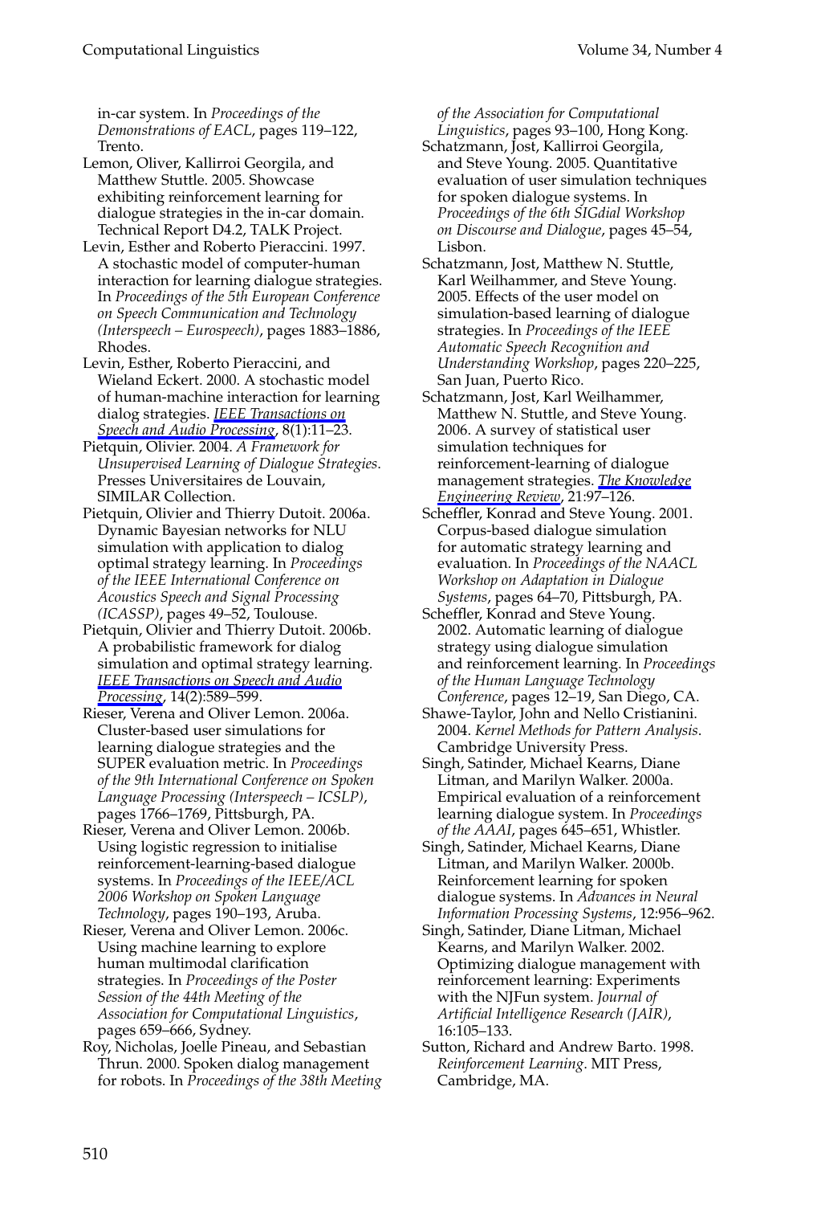in-car system. In *Proceedings of the Demonstrations of EACL*, pages 119–122, Trento.

Lemon, Oliver, Kallirroi Georgila, and Matthew Stuttle. 2005. Showcase exhibiting reinforcement learning for dialogue strategies in the in-car domain. Technical Report D4.2, TALK Project.

Levin, Esther and Roberto Pieraccini. 1997. A stochastic model of computer-human interaction for learning dialogue strategies. In *Proceedings of the 5th European Conference on Speech Communication and Technology (Interspeech – Eurospeech)*, pages 1883–1886, Rhodes.

Levin, Esther, Roberto Pieraccini, and Wieland Eckert. 2000. A stochastic model of human-machine interaction for learning dialog strategies. *IEEE Transactions on Speech and Audio Processing*, 8(1):11–23.

Pietquin, Olivier. 2004. *A Framework for Unsupervised Learning of Dialogue Strategies*. Presses Universitaires de Louvain, SIMILAR Collection.

Pietquin, Olivier and Thierry Dutoit. 2006a. Dynamic Bayesian networks for NLU simulation with application to dialog optimal strategy learning. In *Proceedings of the IEEE International Conference on Acoustics Speech and Signal Processing (ICASSP)*, pages 49–52, Toulouse.

Pietquin, Olivier and Thierry Dutoit. 2006b. A probabilistic framework for dialog simulation and optimal strategy learning. *IEEE Transactions on Speech and Audio Processing*, 14(2):589–599.

Rieser, Verena and Oliver Lemon. 2006a. Cluster-based user simulations for learning dialogue strategies and the SUPER evaluation metric. In *Proceedings of the 9th International Conference on Spoken Language Processing (Interspeech – ICSLP)*, pages 1766–1769, Pittsburgh, PA.

Rieser, Verena and Oliver Lemon. 2006b. Using logistic regression to initialise reinforcement-learning-based dialogue systems. In *Proceedings of the IEEE/ACL 2006 Workshop on Spoken Language Technology*, pages 190–193, Aruba.

Rieser, Verena and Oliver Lemon. 2006c. Using machine learning to explore human multimodal clarification strategies. In *Proceedings of the Poster Session of the 44th Meeting of the Association for Computational Linguistics*, pages 659–666, Sydney.

Roy, Nicholas, Joelle Pineau, and Sebastian Thrun. 2000. Spoken dialog management for robots. In *Proceedings of the 38th Meeting of the Association for Computational Linguistics*, pages 93–100, Hong Kong.

Schatzmann, Jost, Kallirroi Georgila, and Steve Young. 2005. Quantitative evaluation of user simulation techniques for spoken dialogue systems. In *Proceedings of the 6th SIGdial Workshop on Discourse and Dialogue*, pages 45–54, Lisbon.

Schatzmann, Jost, Matthew N. Stuttle, Karl Weilhammer, and Steve Young. 2005. Effects of the user model on simulation-based learning of dialogue strategies. In *Proceedings of the IEEE Automatic Speech Recognition and Understanding Workshop*, pages 220–225, San Juan, Puerto Rico.

Schatzmann, Jost, Karl Weilhammer, Matthew N. Stuttle, and Steve Young. 2006. A survey of statistical user simulation techniques for reinforcement-learning of dialogue management strategies. *The Knowledge Engineering Review*, 21:97–126.

Scheffler, Konrad and Steve Young. 2001. Corpus-based dialogue simulation for automatic strategy learning and evaluation. In *Proceedings of the NAACL Workshop on Adaptation in Dialogue Systems*, pages 64–70, Pittsburgh, PA.

Scheffler, Konrad and Steve Young. 2002. Automatic learning of dialogue strategy using dialogue simulation and reinforcement learning. In *Proceedings of the Human Language Technology Conference*, pages 12–19, San Diego, CA.

Shawe-Taylor, John and Nello Cristianini. 2004. *Kernel Methods for Pattern Analysis*. Cambridge University Press.

Singh, Satinder, Michael Kearns, Diane Litman, and Marilyn Walker. 2000a. Empirical evaluation of a reinforcement learning dialogue system. In *Proceedings of the AAAI*, pages 645–651, Whistler.

Singh, Satinder, Michael Kearns, Diane Litman, and Marilyn Walker. 2000b. Reinforcement learning for spoken dialogue systems. In *Advances in Neural Information Processing Systems*, 12:956–962.

Singh, Satinder, Diane Litman, Michael Kearns, and Marilyn Walker. 2002. Optimizing dialogue management with reinforcement learning: Experiments with the NJFun system. *Journal of Artificial Intelligence Research (JAIR)*, 16:105–133.

Sutton, Richard and Andrew Barto. 1998. *Reinforcement Learning*. MIT Press, Cambridge, MA.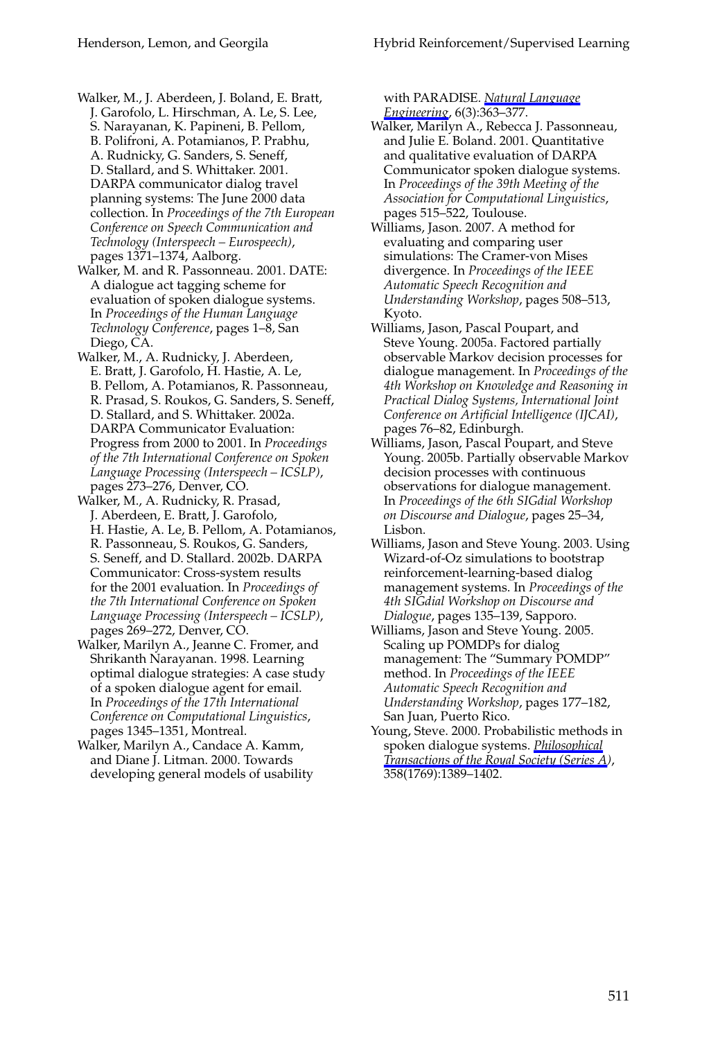Walker, M., J. Aberdeen, J. Boland, E. Bratt, J. Garofolo, L. Hirschman, A. Le, S. Lee, S. Narayanan, K. Papineni, B. Pellom, B. Polifroni, A. Potamianos, P. Prabhu, A. Rudnicky, G. Sanders, S. Seneff, D. Stallard, and S. Whittaker. 2001. DARPA communicator dialog travel planning systems: The June 2000 data collection. In *Proceedings of the 7th European Conference on Speech Communication and Technology (Interspeech – Eurospeech)*, pages 1371–1374, Aalborg.

Walker, M. and R. Passonneau. 2001. DATE: A dialogue act tagging scheme for evaluation of spoken dialogue systems. In *Proceedings of the Human Language Technology Conference*, pages 1–8, San Diego, CA.

Walker, M., A. Rudnicky, J. Aberdeen, E. Bratt, J. Garofolo, H. Hastie, A. Le, B. Pellom, A. Potamianos, R. Passonneau, R. Prasad, S. Roukos, G. Sanders, S. Seneff, D. Stallard, and S. Whittaker. 2002a. DARPA Communicator Evaluation: Progress from 2000 to 2001. In *Proceedings of the 7th International Conference on Spoken Language Processing (Interspeech – ICSLP)*, pages 273–276, Denver, CO.

Walker, M., A. Rudnicky, R. Prasad, J. Aberdeen, E. Bratt, J. Garofolo, H. Hastie, A. Le, B. Pellom, A. Potamianos, R. Passonneau, S. Roukos, G. Sanders, S. Seneff, and D. Stallard. 2002b. DARPA Communicator: Cross-system results for the 2001 evaluation. In *Proceedings of the 7th International Conference on Spoken Language Processing (Interspeech – ICSLP)*, pages 269–272, Denver, CO.

Walker, Marilyn A., Jeanne C. Fromer, and Shrikanth Narayanan. 1998. Learning optimal dialogue strategies: A case study of a spoken dialogue agent for email. In *Proceedings of the 17th International Conference on Computational Linguistics*, pages 1345–1351, Montreal.

Walker, Marilyn A., Candace A. Kamm, and Diane J. Litman. 2000. Towards developing general models of usability with PARADISE. *Natural Language Engineering*, 6(3):363–377.

Walker, Marilyn A., Rebecca J. Passonneau, and Julie E. Boland. 2001. Quantitative and qualitative evaluation of DARPA Communicator spoken dialogue systems. In *Proceedings of the 39th Meeting of the Association for Computational Linguistics*, pages 515–522, Toulouse.

Williams, Jason. 2007. A method for evaluating and comparing user simulations: The Cramer-von Mises divergence. In *Proceedings of the IEEE Automatic Speech Recognition and Understanding Workshop*, pages 508–513, Kyoto.

Williams, Jason, Pascal Poupart, and Steve Young. 2005a. Factored partially observable Markov decision processes for dialogue management. In *Proceedings of the 4th Workshop on Knowledge and Reasoning in Practical Dialog Systems, International Joint Conference on Artificial Intelligence (IJCAI)*, pages 76–82, Edinburgh.

Williams, Jason, Pascal Poupart, and Steve Young. 2005b. Partially observable Markov decision processes with continuous observations for dialogue management. In *Proceedings of the 6th SIGdial Workshop on Discourse and Dialogue*, pages 25–34, Lisbon.

Williams, Jason and Steve Young. 2003. Using Wizard-of-Oz simulations to bootstrap reinforcement-learning-based dialog management systems. In *Proceedings of the 4th SIGdial Workshop on Discourse and Dialogue*, pages 135–139, Sapporo.

Williams, Jason and Steve Young. 2005. Scaling up POMDPs for dialog management: The "Summary POMDP" method. In *Proceedings of the IEEE Automatic Speech Recognition and Understanding Workshop*, pages 177–182, San Juan, Puerto Rico.

Young, Steve. 2000. Probabilistic methods in spoken dialogue systems. *Philosophical Transactions of the Royal Society (Series A)*, 358(1769):1389–1402.